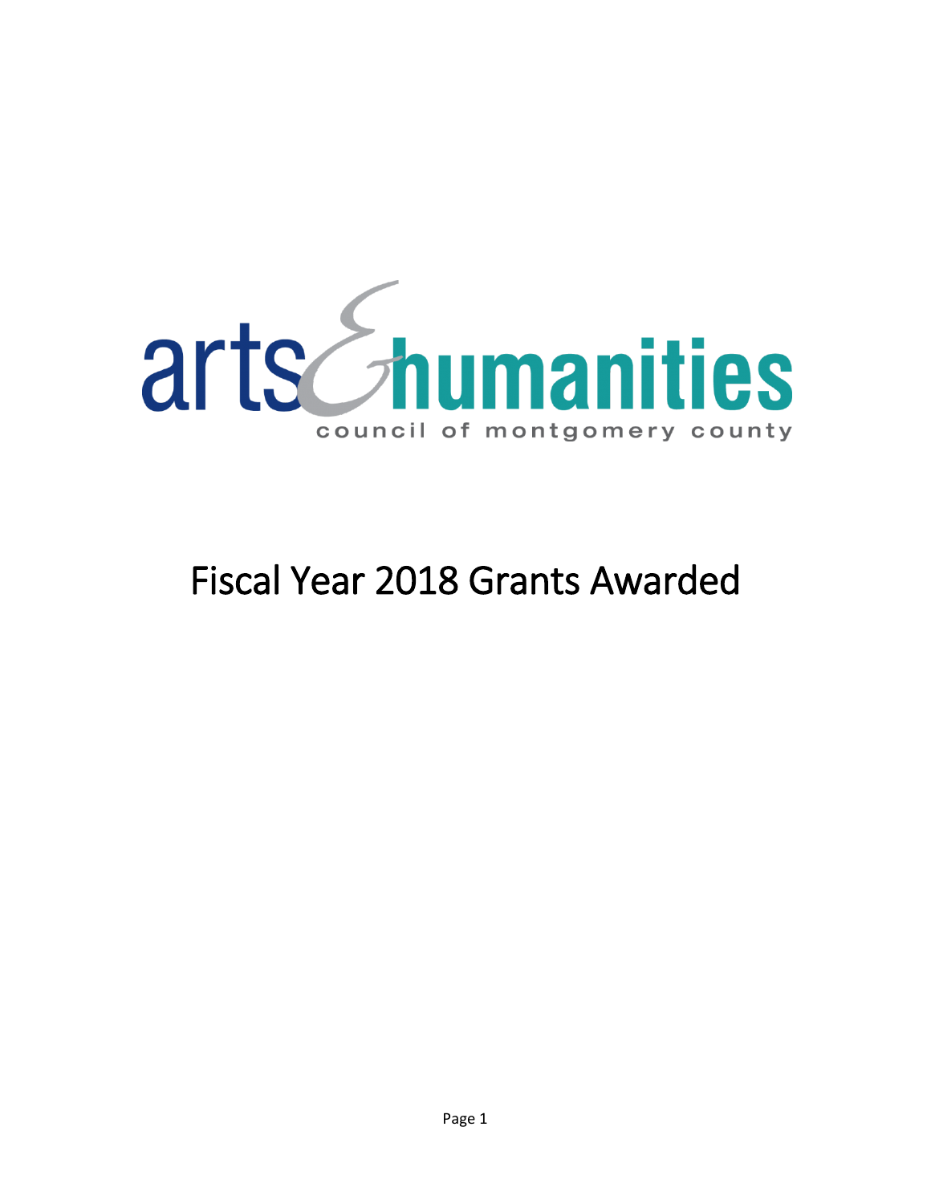arts & humanities

council of montgomery county

# Fiscal Year 2018 Grants Awarded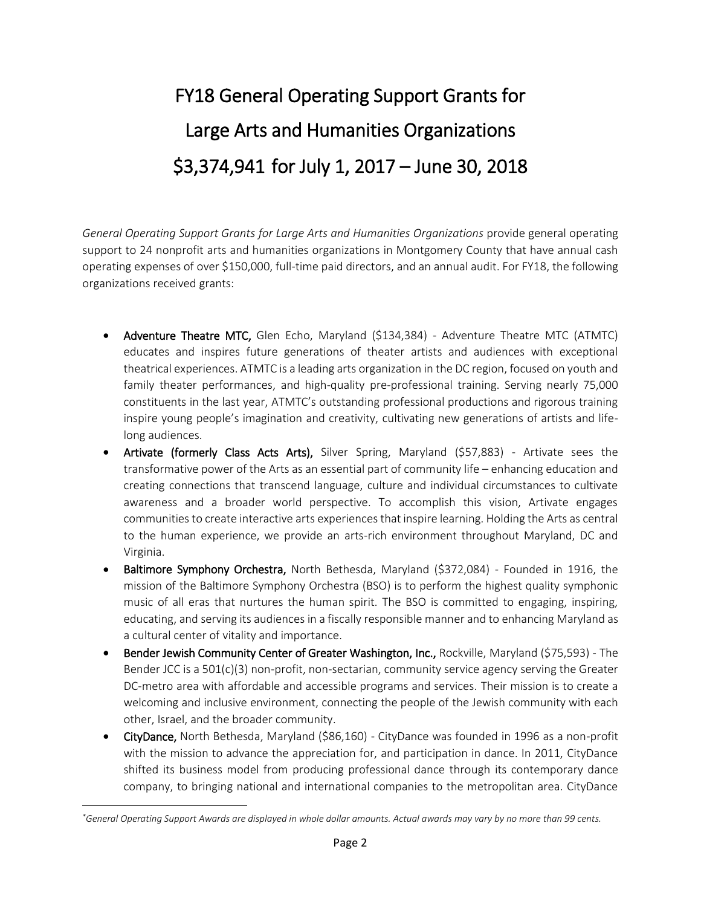# FY18 General Operating Support Grants for Large Arts and Humanities Organizations $3,374,941 for July 1, 2017 – June 30, 2018

*General Operating Support Grants for Large Arts and Humanities Organizations* provide general operating support to 24 nonprofit arts and humanities organizations in Montgomery County that have annual cash operating expenses of over $150,000, full-time paid directors, and an annual audit. For FY18, the following organizations received grants:

- **Adventure Theatre MTC,** Glen Echo, Maryland ($134,384) - Adventure Theatre MTC (ATMTC) educates and inspires future generations of theater artists and audiences with exceptional theatrical experiences. ATMTC is a leading arts organization in the DC region, focused on youth and family theater performances, and high-quality pre-professional training. Serving nearly 75,000 constituents in the last year, ATMTC's outstanding professional productions and rigorous training inspire young people's imagination and creativity, cultivating new generations of artists and life-long audiences.
- **Artivate (formerly Class Acts Arts),** Silver Spring, Maryland ($57,883) - Artivate sees the transformative power of the Arts as an essential part of community life – enhancing education and creating connections that transcend language, culture and individual circumstances to cultivate awareness and a broader world perspective. To accomplish this vision, Artivate engages communities to create interactive arts experiences that inspire learning. Holding the Arts as central to the human experience, we provide an arts-rich environment throughout Maryland, DC and Virginia.
- **Baltimore Symphony Orchestra,** North Bethesda, Maryland ($372,084) - Founded in 1916, the mission of the Baltimore Symphony Orchestra (BSO) is to perform the highest quality symphonic music of all eras that nurtures the human spirit. The BSO is committed to engaging, inspiring, educating, and serving its audiences in a fiscally responsible manner and to enhancing Maryland as a cultural center of vitality and importance.
- **Bender Jewish Community Center of Greater Washington, Inc.,** Rockville, Maryland ($75,593) - The Bender JCC is a 501(c)(3) non-profit, non-sectarian, community service agency serving the Greater DC-metro area with affordable and accessible programs and services. Their mission is to create a welcoming and inclusive environment, connecting the people of the Jewish community with each other, Israel, and the broader community.
- **CityDance,** North Bethesda, Maryland ($86,160) - CityDance was founded in 1996 as a non-profit with the mission to advance the appreciation for, and participation in dance. In 2011, CityDance shifted its business model from producing professional dance through its contemporary dance company, to bringing national and international companies to the metropolitan area. CityDance

*\*General Operating Support Awards are displayed in whole dollar amounts. Actual awards may vary by no more than 99 cents.*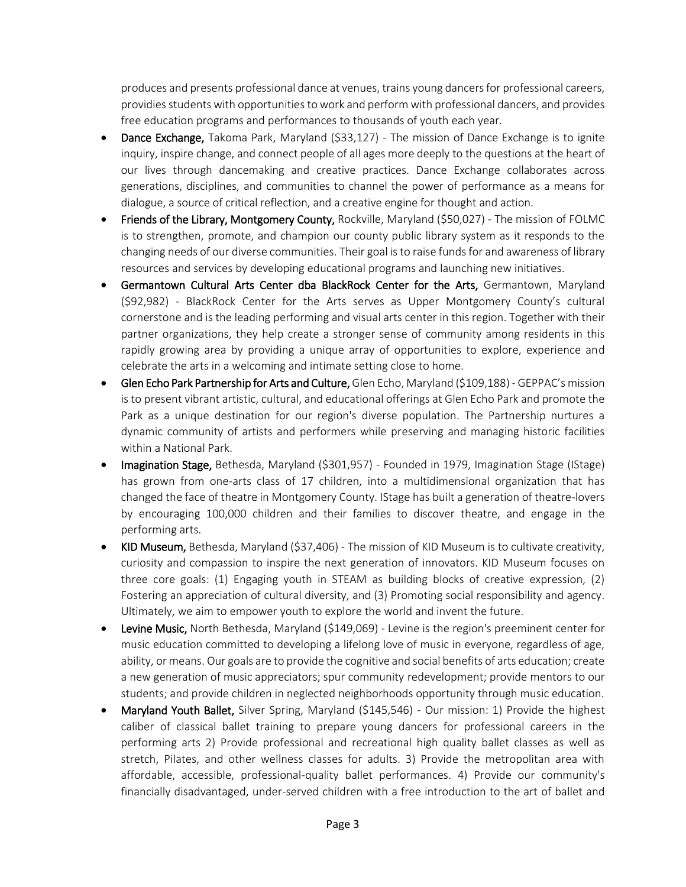produces and presents professional dance at venues, trains young dancers for professional careers, providies students with opportunities to work and perform with professional dancers, and provides free education programs and performances to thousands of youth each year.

- **Dance Exchange,** Takoma Park, Maryland ($33,127) - The mission of Dance Exchange is to ignite inquiry, inspire change, and connect people of all ages more deeply to the questions at the heart of our lives through dancemaking and creative practices. Dance Exchange collaborates across generations, disciplines, and communities to channel the power of performance as a means for dialogue, a source of critical reflection, and a creative engine for thought and action.
- **Friends of the Library, Montgomery County,** Rockville, Maryland ($50,027) - The mission of FOLMC is to strengthen, promote, and champion our county public library system as it responds to the changing needs of our diverse communities. Their goal is to raise funds for and awareness of library resources and services by developing educational programs and launching new initiatives.
- **Germantown Cultural Arts Center dba BlackRock Center for the Arts,** Germantown, Maryland ($92,982) - BlackRock Center for the Arts serves as Upper Montgomery County's cultural cornerstone and is the leading performing and visual arts center in this region. Together with their partner organizations, they help create a stronger sense of community among residents in this rapidly growing area by providing a unique array of opportunities to explore, experience and celebrate the arts in a welcoming and intimate setting close to home.
- **Glen Echo Park Partnership for Arts and Culture,** Glen Echo, Maryland ($109,188) - GEPPAC's mission is to present vibrant artistic, cultural, and educational offerings at Glen Echo Park and promote the Park as a unique destination for our region's diverse population. The Partnership nurtures a dynamic community of artists and performers while preserving and managing historic facilities within a National Park.
- **Imagination Stage,** Bethesda, Maryland ($301,957) - Founded in 1979, Imagination Stage (IStage) has grown from one-arts class of 17 children, into a multidimensional organization that has changed the face of theatre in Montgomery County. IStage has built a generation of theatre-lovers by encouraging 100,000 children and their families to discover theatre, and engage in the performing arts.
- **KID Museum,** Bethesda, Maryland ($37,406) - The mission of KID Museum is to cultivate creativity, curiosity and compassion to inspire the next generation of innovators. KID Museum focuses on three core goals: (1) Engaging youth in STEAM as building blocks of creative expression, (2) Fostering an appreciation of cultural diversity, and (3) Promoting social responsibility and agency. Ultimately, we aim to empower youth to explore the world and invent the future.
- **Levine Music,** North Bethesda, Maryland ($149,069) - Levine is the region's preeminent center for music education committed to developing a lifelong love of music in everyone, regardless of age, ability, or means. Our goals are to provide the cognitive and social benefits of arts education; create a new generation of music appreciators; spur community redevelopment; provide mentors to our students; and provide children in neglected neighborhoods opportunity through music education.
- **Maryland Youth Ballet,** Silver Spring, Maryland ($145,546) - Our mission: 1) Provide the highest caliber of classical ballet training to prepare young dancers for professional careers in the performing arts 2) Provide professional and recreational high quality ballet classes as well as stretch, Pilates, and other wellness classes for adults. 3) Provide the metropolitan area with affordable, accessible, professional-quality ballet performances. 4) Provide our community's financially disadvantaged, under-served children with a free introduction to the art of ballet and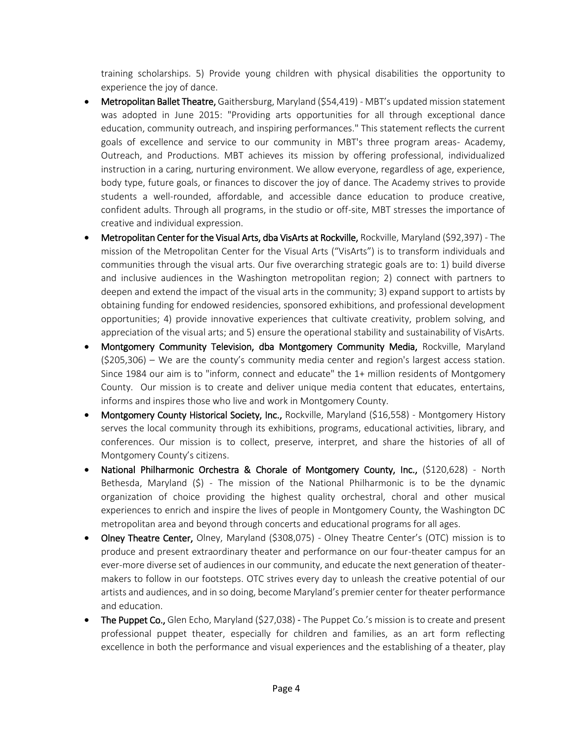training scholarships. 5) Provide young children with physical disabilities the opportunity to experience the joy of dance.

- **Metropolitan Ballet Theatre,** Gaithersburg, Maryland ($54,419) - MBT's updated mission statement was adopted in June 2015: "Providing arts opportunities for all through exceptional dance education, community outreach, and inspiring performances." This statement reflects the current goals of excellence and service to our community in MBT's three program areas- Academy, Outreach, and Productions. MBT achieves its mission by offering professional, individualized instruction in a caring, nurturing environment. We allow everyone, regardless of age, experience, body type, future goals, or finances to discover the joy of dance. The Academy strives to provide students a well-rounded, affordable, and accessible dance education to produce creative, confident adults. Through all programs, in the studio or off-site, MBT stresses the importance of creative and individual expression.
- **Metropolitan Center for the Visual Arts, dba VisArts at Rockville,** Rockville, Maryland ($92,397) - The mission of the Metropolitan Center for the Visual Arts ("VisArts") is to transform individuals and communities through the visual arts. Our five overarching strategic goals are to: 1) build diverse and inclusive audiences in the Washington metropolitan region; 2) connect with partners to deepen and extend the impact of the visual arts in the community; 3) expand support to artists by obtaining funding for endowed residencies, sponsored exhibitions, and professional development opportunities; 4) provide innovative experiences that cultivate creativity, problem solving, and appreciation of the visual arts; and 5) ensure the operational stability and sustainability of VisArts.
- **Montgomery Community Television, dba Montgomery Community Media,** Rockville, Maryland ($205,306) – We are the county's community media center and region's largest access station. Since 1984 our aim is to "inform, connect and educate" the 1+ million residents of Montgomery County. Our mission is to create and deliver unique media content that educates, entertains, informs and inspires those who live and work in Montgomery County.
- **Montgomery County Historical Society, Inc.,** Rockville, Maryland ($16,558) - Montgomery History serves the local community through its exhibitions, programs, educational activities, library, and conferences. Our mission is to collect, preserve, interpret, and share the histories of all of Montgomery County's citizens.
- **National Philharmonic Orchestra & Chorale of Montgomery County, Inc.,** ($120,628) - North Bethesda, Maryland ($) - The mission of the National Philharmonic is to be the dynamic organization of choice providing the highest quality orchestral, choral and other musical experiences to enrich and inspire the lives of people in Montgomery County, the Washington DC metropolitan area and beyond through concerts and educational programs for all ages.
- **Olney Theatre Center,** Olney, Maryland ($308,075) - Olney Theatre Center's (OTC) mission is to produce and present extraordinary theater and performance on our four-theater campus for an ever-more diverse set of audiences in our community, and educate the next generation of theater-makers to follow in our footsteps. OTC strives every day to unleash the creative potential of our artists and audiences, and in so doing, become Maryland's premier center for theater performance and education.
- **The Puppet Co.,** Glen Echo, Maryland ($27,038) - The Puppet Co.'s mission is to create and present professional puppet theater, especially for children and families, as an art form reflecting excellence in both the performance and visual experiences and the establishing of a theater, play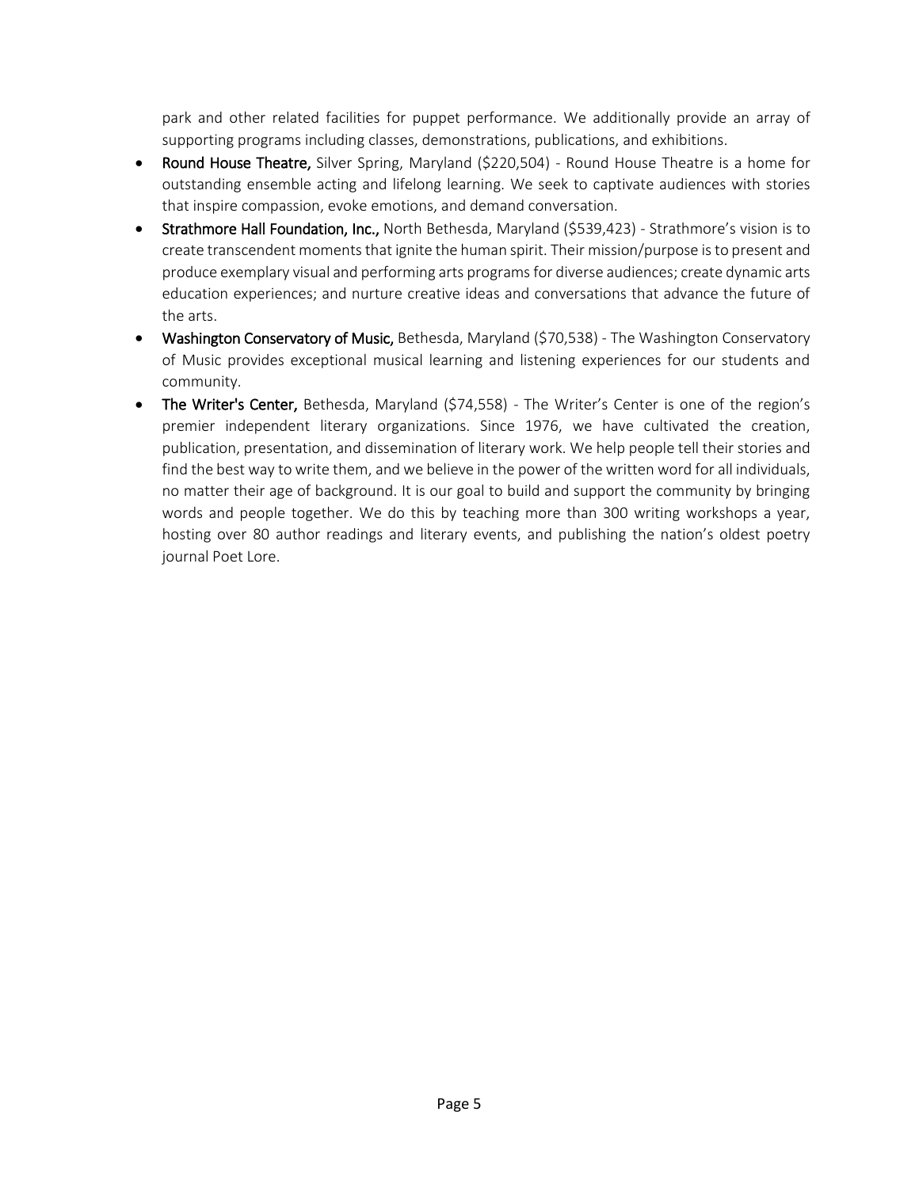park and other related facilities for puppet performance. We additionally provide an array of supporting programs including classes, demonstrations, publications, and exhibitions.

- **Round House Theatre,** Silver Spring, Maryland ($220,504) - Round House Theatre is a home for outstanding ensemble acting and lifelong learning. We seek to captivate audiences with stories that inspire compassion, evoke emotions, and demand conversation.
- **Strathmore Hall Foundation, Inc.,** North Bethesda, Maryland ($539,423) - Strathmore's vision is to create transcendent moments that ignite the human spirit. Their mission/purpose is to present and produce exemplary visual and performing arts programs for diverse audiences; create dynamic arts education experiences; and nurture creative ideas and conversations that advance the future of the arts.
- **Washington Conservatory of Music,** Bethesda, Maryland ($70,538) - The Washington Conservatory of Music provides exceptional musical learning and listening experiences for our students and community.
- **The Writer's Center,** Bethesda, Maryland ($74,558) - The Writer's Center is one of the region's premier independent literary organizations. Since 1976, we have cultivated the creation, publication, presentation, and dissemination of literary work. We help people tell their stories and find the best way to write them, and we believe in the power of the written word for all individuals, no matter their age of background. It is our goal to build and support the community by bringing words and people together. We do this by teaching more than 300 writing workshops a year, hosting over 80 author readings and literary events, and publishing the nation's oldest poetry journal Poet Lore.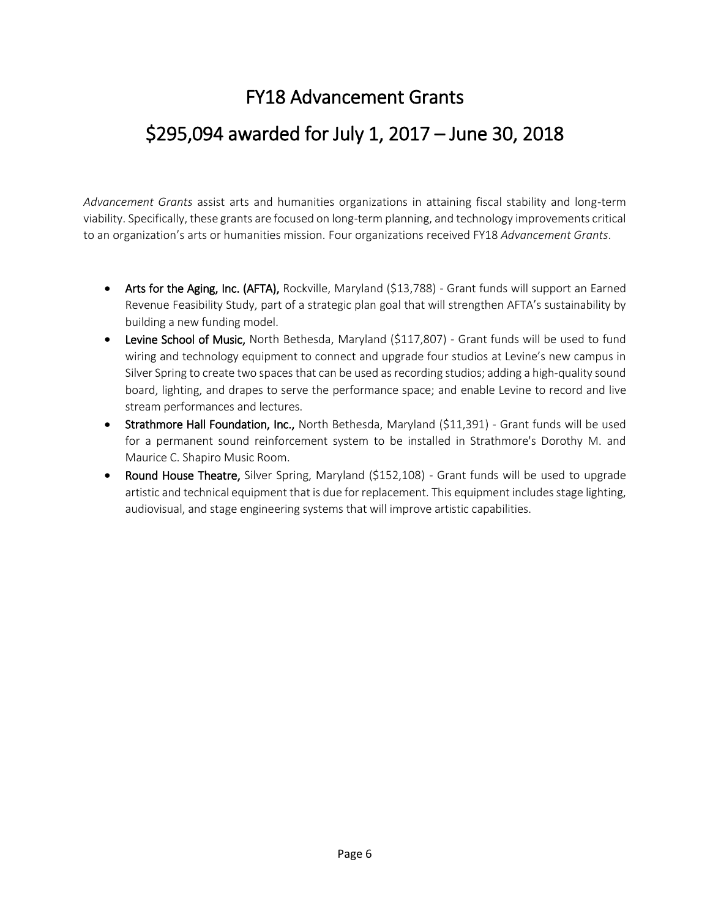# FY18 Advancement Grants

# $295,094 awarded for July 1, 2017 – June 30, 2018

*Advancement Grants* assist arts and humanities organizations in attaining fiscal stability and long-term viability. Specifically, these grants are focused on long-term planning, and technology improvements critical to an organization's arts or humanities mission. Four organizations received FY18 *Advancement Grants*.

- **Arts for the Aging, Inc. (AFTA),** Rockville, Maryland ($13,788) - Grant funds will support an Earned Revenue Feasibility Study, part of a strategic plan goal that will strengthen AFTA's sustainability by building a new funding model.
- **Levine School of Music,** North Bethesda, Maryland ($117,807) - Grant funds will be used to fund wiring and technology equipment to connect and upgrade four studios at Levine's new campus in Silver Spring to create two spaces that can be used as recording studios; adding a high-quality sound board, lighting, and drapes to serve the performance space; and enable Levine to record and live stream performances and lectures.
- **Strathmore Hall Foundation, Inc.,** North Bethesda, Maryland ($11,391) - Grant funds will be used for a permanent sound reinforcement system to be installed in Strathmore's Dorothy M. and Maurice C. Shapiro Music Room.
- **Round House Theatre,** Silver Spring, Maryland ($152,108) - Grant funds will be used to upgrade artistic and technical equipment that is due for replacement. This equipment includes stage lighting, audiovisual, and stage engineering systems that will improve artistic capabilities.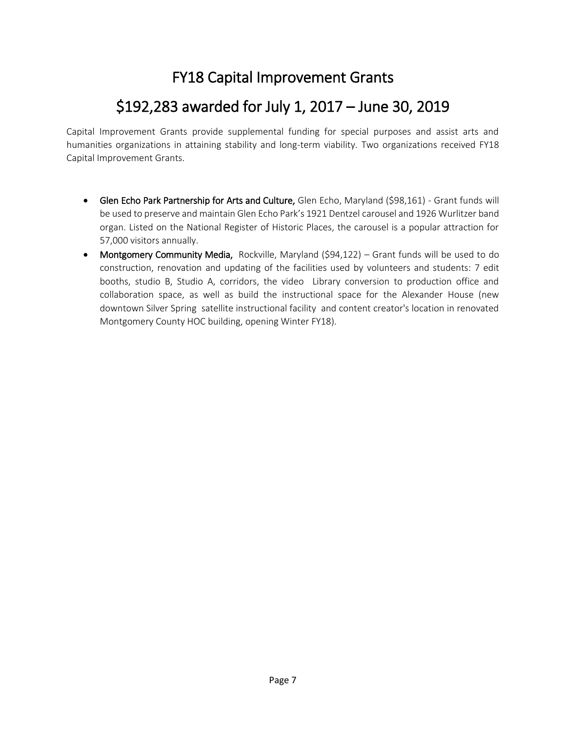# FY18 Capital Improvement Grants

# $192,283 awarded for July 1, 2017 – June 30, 2019

Capital Improvement Grants provide supplemental funding for special purposes and assist arts and humanities organizations in attaining stability and long-term viability. Two organizations received FY18 Capital Improvement Grants.

- **Glen Echo Park Partnership for Arts and Culture,** Glen Echo, Maryland ($98,161) - Grant funds will be used to preserve and maintain Glen Echo Park's 1921 Dentzel carousel and 1926 Wurlitzer band organ. Listed on the National Register of Historic Places, the carousel is a popular attraction for 57,000 visitors annually.
- **Montgomery Community Media,** Rockville, Maryland ($94,122) – Grant funds will be used to do construction, renovation and updating of the facilities used by volunteers and students: 7 edit booths, studio B, Studio A, corridors, the video Library conversion to production office and collaboration space, as well as build the instructional space for the Alexander House (new downtown Silver Spring satellite instructional facility and content creator's location in renovated Montgomery County HOC building, opening Winter FY18).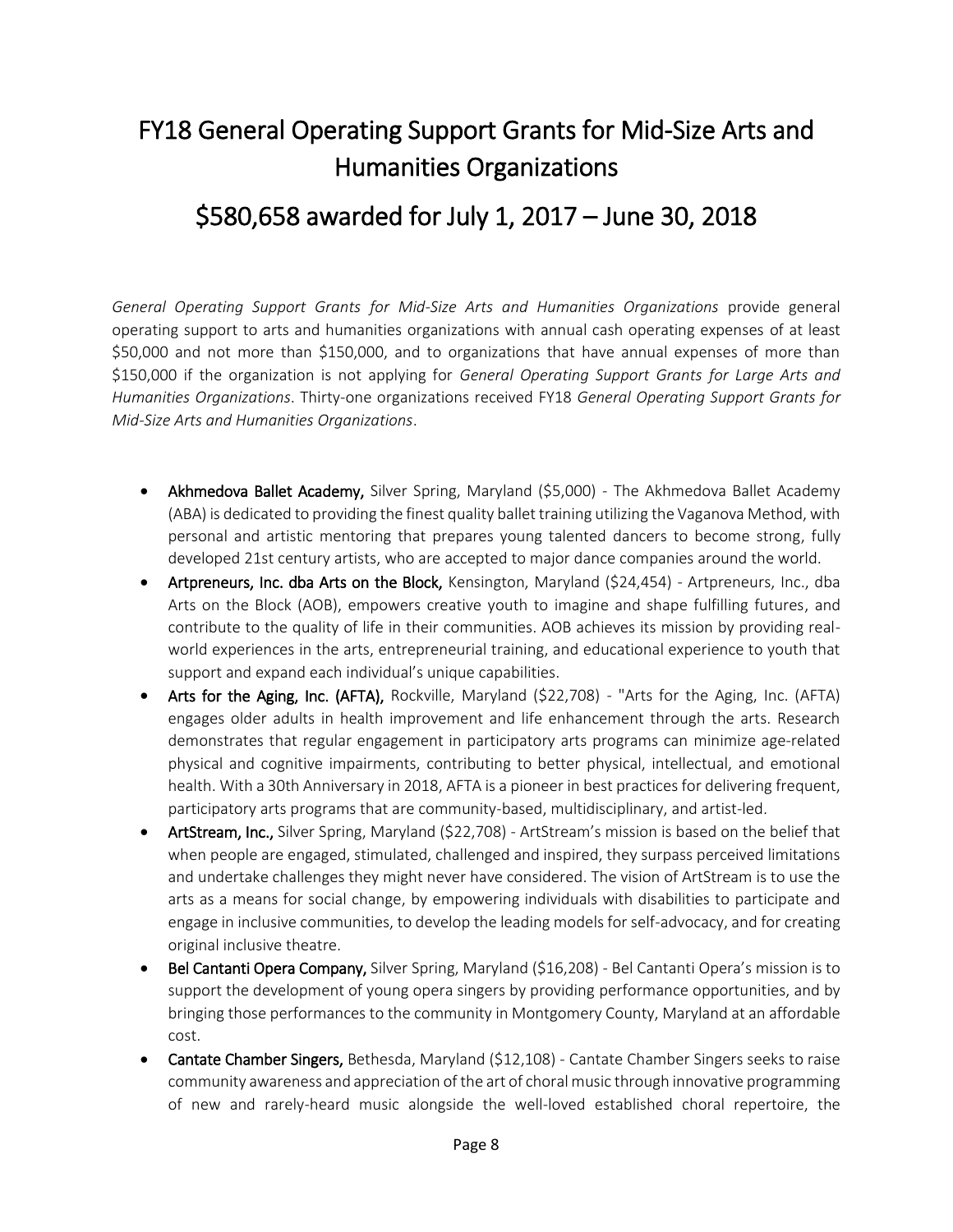# FY18 General Operating Support Grants for Mid-Size Arts and Humanities Organizations

## $580,658 awarded for July 1, 2017 – June 30, 2018

*General Operating Support Grants for Mid-Size Arts and Humanities Organizations* provide general operating support to arts and humanities organizations with annual cash operating expenses of at least $50,000 and not more than $150,000, and to organizations that have annual expenses of more than $150,000 if the organization is not applying for *General Operating Support Grants for Large Arts and Humanities Organizations*. Thirty-one organizations received FY18 *General Operating Support Grants for Mid-Size Arts and Humanities Organizations*.

- **Akhmedova Ballet Academy,** Silver Spring, Maryland ($5,000) - The Akhmedova Ballet Academy (ABA) is dedicated to providing the finest quality ballet training utilizing the Vaganova Method, with personal and artistic mentoring that prepares young talented dancers to become strong, fully developed 21st century artists, who are accepted to major dance companies around the world.
- **Artpreneurs, Inc. dba Arts on the Block,** Kensington, Maryland ($24,454) - Artpreneurs, Inc., dba Arts on the Block (AOB), empowers creative youth to imagine and shape fulfilling futures, and contribute to the quality of life in their communities. AOB achieves its mission by providing real-world experiences in the arts, entrepreneurial training, and educational experience to youth that support and expand each individual's unique capabilities.
- **Arts for the Aging, Inc. (AFTA),** Rockville, Maryland ($22,708) - "Arts for the Aging, Inc. (AFTA) engages older adults in health improvement and life enhancement through the arts. Research demonstrates that regular engagement in participatory arts programs can minimize age-related physical and cognitive impairments, contributing to better physical, intellectual, and emotional health. With a 30th Anniversary in 2018, AFTA is a pioneer in best practices for delivering frequent, participatory arts programs that are community-based, multidisciplinary, and artist-led.
- **ArtStream, Inc.,** Silver Spring, Maryland ($22,708) - ArtStream's mission is based on the belief that when people are engaged, stimulated, challenged and inspired, they surpass perceived limitations and undertake challenges they might never have considered. The vision of ArtStream is to use the arts as a means for social change, by empowering individuals with disabilities to participate and engage in inclusive communities, to develop the leading models for self-advocacy, and for creating original inclusive theatre.
- **Bel Cantanti Opera Company,** Silver Spring, Maryland ($16,208) - Bel Cantanti Opera's mission is to support the development of young opera singers by providing performance opportunities, and by bringing those performances to the community in Montgomery County, Maryland at an affordable cost.
- **Cantate Chamber Singers,** Bethesda, Maryland ($12,108) - Cantate Chamber Singers seeks to raise community awareness and appreciation of the art of choral music through innovative programming of new and rarely-heard music alongside the well-loved established choral repertoire, the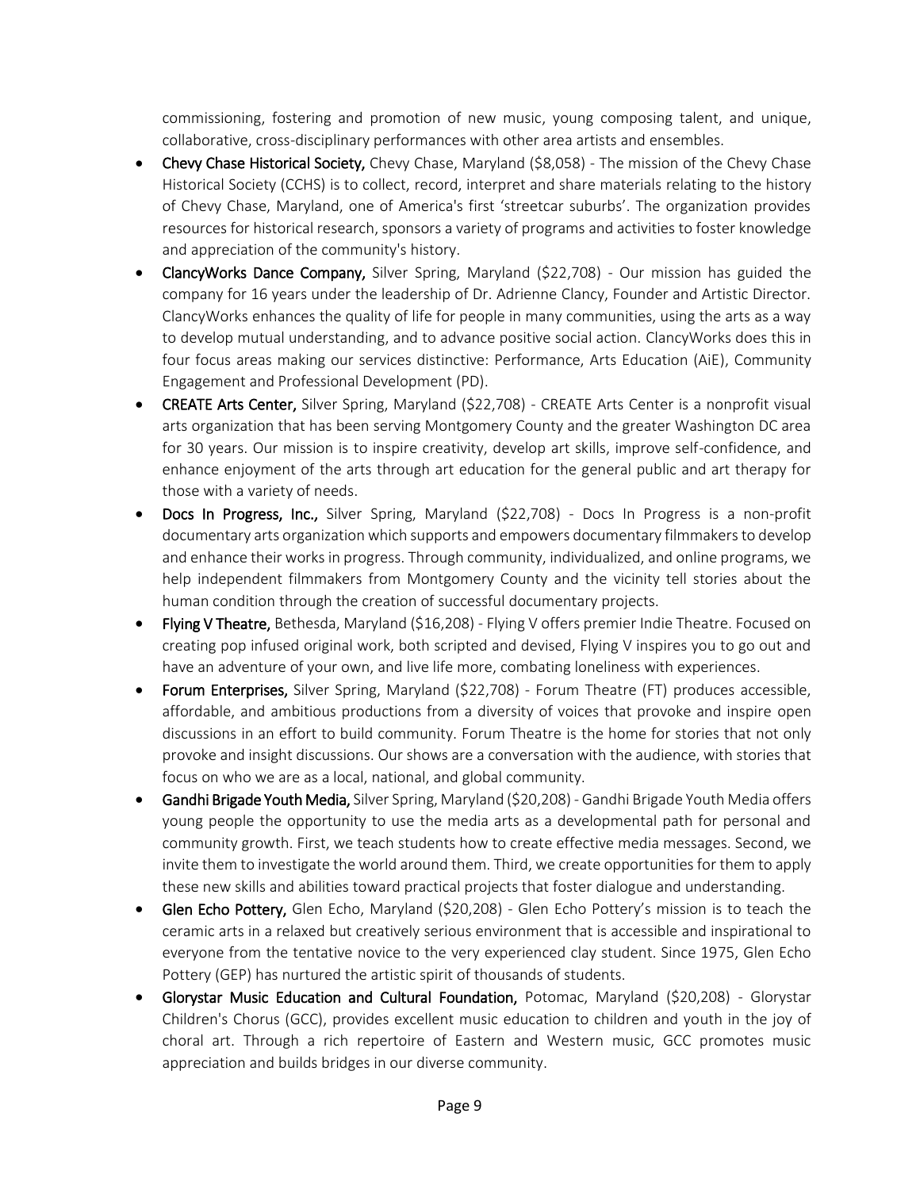commissioning, fostering and promotion of new music, young composing talent, and unique, collaborative, cross-disciplinary performances with other area artists and ensembles.

- **Chevy Chase Historical Society,** Chevy Chase, Maryland ($8,058) - The mission of the Chevy Chase Historical Society (CCHS) is to collect, record, interpret and share materials relating to the history of Chevy Chase, Maryland, one of America's first 'streetcar suburbs'. The organization provides resources for historical research, sponsors a variety of programs and activities to foster knowledge and appreciation of the community's history.
- **ClancyWorks Dance Company,** Silver Spring, Maryland ($22,708) - Our mission has guided the company for 16 years under the leadership of Dr. Adrienne Clancy, Founder and Artistic Director. ClancyWorks enhances the quality of life for people in many communities, using the arts as a way to develop mutual understanding, and to advance positive social action. ClancyWorks does this in four focus areas making our services distinctive: Performance, Arts Education (AiE), Community Engagement and Professional Development (PD).
- **CREATE Arts Center,** Silver Spring, Maryland ($22,708) - CREATE Arts Center is a nonprofit visual arts organization that has been serving Montgomery County and the greater Washington DC area for 30 years. Our mission is to inspire creativity, develop art skills, improve self-confidence, and enhance enjoyment of the arts through art education for the general public and art therapy for those with a variety of needs.
- **Docs In Progress, Inc.,** Silver Spring, Maryland ($22,708) - Docs In Progress is a non-profit documentary arts organization which supports and empowers documentary filmmakers to develop and enhance their works in progress. Through community, individualized, and online programs, we help independent filmmakers from Montgomery County and the vicinity tell stories about the human condition through the creation of successful documentary projects.
- **Flying V Theatre,** Bethesda, Maryland ($16,208) - Flying V offers premier Indie Theatre. Focused on creating pop infused original work, both scripted and devised, Flying V inspires you to go out and have an adventure of your own, and live life more, combating loneliness with experiences.
- **Forum Enterprises,** Silver Spring, Maryland ($22,708) - Forum Theatre (FT) produces accessible, affordable, and ambitious productions from a diversity of voices that provoke and inspire open discussions in an effort to build community. Forum Theatre is the home for stories that not only provoke and insight discussions. Our shows are a conversation with the audience, with stories that focus on who we are as a local, national, and global community.
- **Gandhi Brigade Youth Media,** Silver Spring, Maryland ($20,208) - Gandhi Brigade Youth Media offers young people the opportunity to use the media arts as a developmental path for personal and community growth. First, we teach students how to create effective media messages. Second, we invite them to investigate the world around them. Third, we create opportunities for them to apply these new skills and abilities toward practical projects that foster dialogue and understanding.
- **Glen Echo Pottery,** Glen Echo, Maryland ($20,208) - Glen Echo Pottery's mission is to teach the ceramic arts in a relaxed but creatively serious environment that is accessible and inspirational to everyone from the tentative novice to the very experienced clay student. Since 1975, Glen Echo Pottery (GEP) has nurtured the artistic spirit of thousands of students.
- **Glorystar Music Education and Cultural Foundation,** Potomac, Maryland ($20,208) - Glorystar Children's Chorus (GCC), provides excellent music education to children and youth in the joy of choral art. Through a rich repertoire of Eastern and Western music, GCC promotes music appreciation and builds bridges in our diverse community.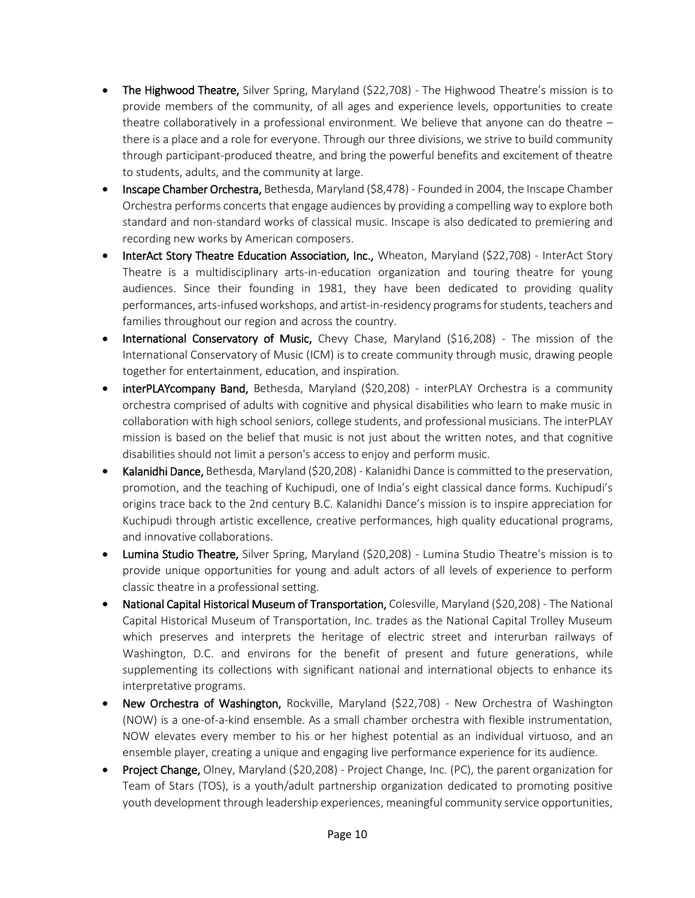- **The Highwood Theatre,** Silver Spring, Maryland ($22,708) - The Highwood Theatre's mission is to provide members of the community, of all ages and experience levels, opportunities to create theatre collaboratively in a professional environment. We believe that anyone can do theatre – there is a place and a role for everyone. Through our three divisions, we strive to build community through participant-produced theatre, and bring the powerful benefits and excitement of theatre to students, adults, and the community at large.
- **Inscape Chamber Orchestra,** Bethesda, Maryland ($8,478) - Founded in 2004, the Inscape Chamber Orchestra performs concerts that engage audiences by providing a compelling way to explore both standard and non-standard works of classical music. Inscape is also dedicated to premiering and recording new works by American composers.
- **InterAct Story Theatre Education Association, Inc.,** Wheaton, Maryland ($22,708) - InterAct Story Theatre is a multidisciplinary arts-in-education organization and touring theatre for young audiences. Since their founding in 1981, they have been dedicated to providing quality performances, arts-infused workshops, and artist-in-residency programs for students, teachers and families throughout our region and across the country.
- **International Conservatory of Music,** Chevy Chase, Maryland ($16,208) - The mission of the International Conservatory of Music (ICM) is to create community through music, drawing people together for entertainment, education, and inspiration.
- **interPLAYcompany Band,** Bethesda, Maryland ($20,208) - interPLAY Orchestra is a community orchestra comprised of adults with cognitive and physical disabilities who learn to make music in collaboration with high school seniors, college students, and professional musicians. The interPLAY mission is based on the belief that music is not just about the written notes, and that cognitive disabilities should not limit a person's access to enjoy and perform music.
- **Kalanidhi Dance,** Bethesda, Maryland ($20,208) - Kalanidhi Dance is committed to the preservation, promotion, and the teaching of Kuchipudi, one of India's eight classical dance forms. Kuchipudi's origins trace back to the 2nd century B.C. Kalanidhi Dance's mission is to inspire appreciation for Kuchipudi through artistic excellence, creative performances, high quality educational programs, and innovative collaborations.
- **Lumina Studio Theatre,** Silver Spring, Maryland ($20,208) - Lumina Studio Theatre's mission is to provide unique opportunities for young and adult actors of all levels of experience to perform classic theatre in a professional setting.
- **National Capital Historical Museum of Transportation,** Colesville, Maryland ($20,208) - The National Capital Historical Museum of Transportation, Inc. trades as the National Capital Trolley Museum which preserves and interprets the heritage of electric street and interurban railways of Washington, D.C. and environs for the benefit of present and future generations, while supplementing its collections with significant national and international objects to enhance its interpretative programs.
- **New Orchestra of Washington,** Rockville, Maryland ($22,708) - New Orchestra of Washington (NOW) is a one-of-a-kind ensemble. As a small chamber orchestra with flexible instrumentation, NOW elevates every member to his or her highest potential as an individual virtuoso, and an ensemble player, creating a unique and engaging live performance experience for its audience.
- **Project Change,** Olney, Maryland ($20,208) - Project Change, Inc. (PC), the parent organization for Team of Stars (TOS), is a youth/adult partnership organization dedicated to promoting positive youth development through leadership experiences, meaningful community service opportunities,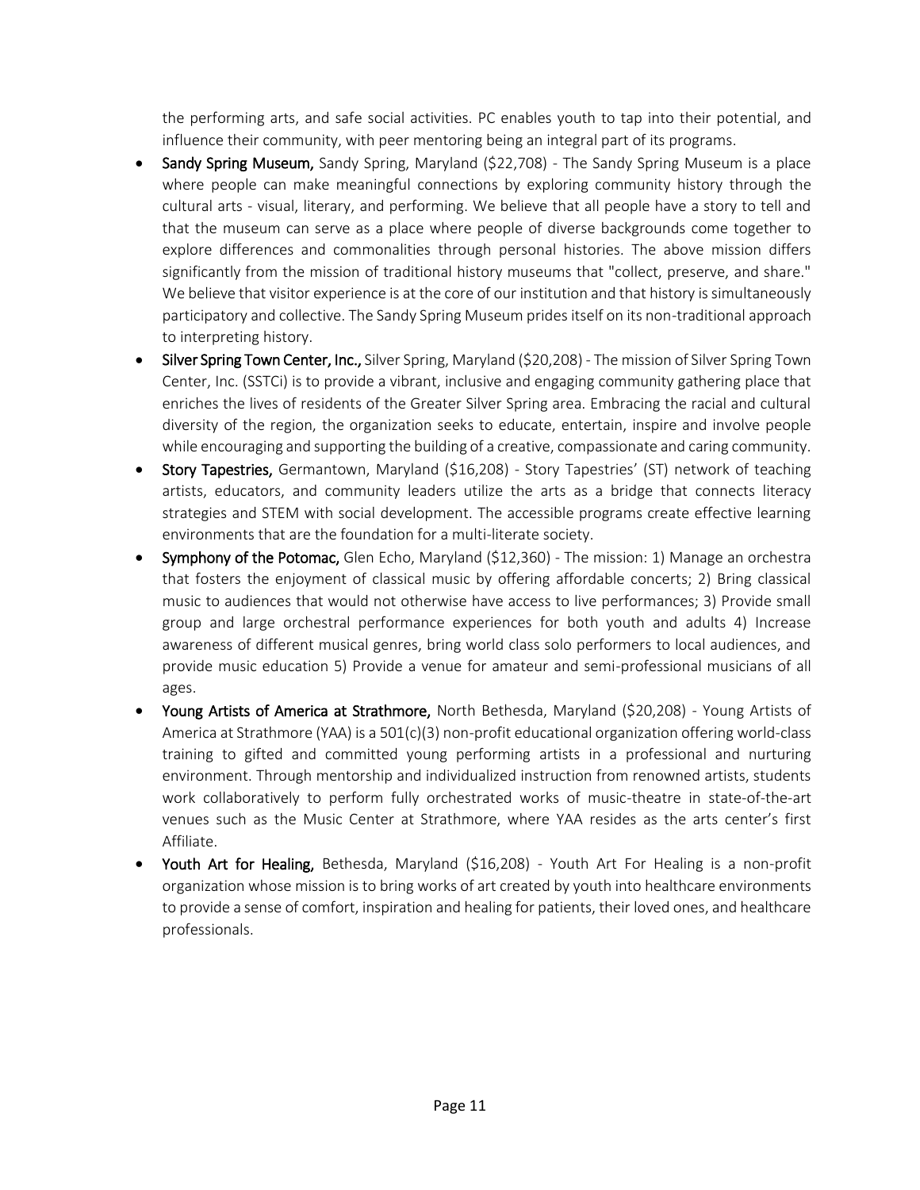the performing arts, and safe social activities. PC enables youth to tap into their potential, and influence their community, with peer mentoring being an integral part of its programs.

- **Sandy Spring Museum,** Sandy Spring, Maryland ($22,708) - The Sandy Spring Museum is a place where people can make meaningful connections by exploring community history through the cultural arts - visual, literary, and performing. We believe that all people have a story to tell and that the museum can serve as a place where people of diverse backgrounds come together to explore differences and commonalities through personal histories. The above mission differs significantly from the mission of traditional history museums that "collect, preserve, and share." We believe that visitor experience is at the core of our institution and that history is simultaneously participatory and collective. The Sandy Spring Museum prides itself on its non-traditional approach to interpreting history.
- **Silver Spring Town Center, Inc.,** Silver Spring, Maryland ($20,208) - The mission of Silver Spring Town Center, Inc. (SSTCi) is to provide a vibrant, inclusive and engaging community gathering place that enriches the lives of residents of the Greater Silver Spring area. Embracing the racial and cultural diversity of the region, the organization seeks to educate, entertain, inspire and involve people while encouraging and supporting the building of a creative, compassionate and caring community.
- **Story Tapestries,** Germantown, Maryland ($16,208) - Story Tapestries' (ST) network of teaching artists, educators, and community leaders utilize the arts as a bridge that connects literacy strategies and STEM with social development. The accessible programs create effective learning environments that are the foundation for a multi-literate society.
- **Symphony of the Potomac,** Glen Echo, Maryland ($12,360) - The mission: 1) Manage an orchestra that fosters the enjoyment of classical music by offering affordable concerts; 2) Bring classical music to audiences that would not otherwise have access to live performances; 3) Provide small group and large orchestral performance experiences for both youth and adults 4) Increase awareness of different musical genres, bring world class solo performers to local audiences, and provide music education 5) Provide a venue for amateur and semi-professional musicians of all ages.
- **Young Artists of America at Strathmore,** North Bethesda, Maryland ($20,208) - Young Artists of America at Strathmore (YAA) is a 501(c)(3) non-profit educational organization offering world-class training to gifted and committed young performing artists in a professional and nurturing environment. Through mentorship and individualized instruction from renowned artists, students work collaboratively to perform fully orchestrated works of music-theatre in state-of-the-art venues such as the Music Center at Strathmore, where YAA resides as the arts center's first Affiliate.
- **Youth Art for Healing,** Bethesda, Maryland ($16,208) - Youth Art For Healing is a non-profit organization whose mission is to bring works of art created by youth into healthcare environments to provide a sense of comfort, inspiration and healing for patients, their loved ones, and healthcare professionals.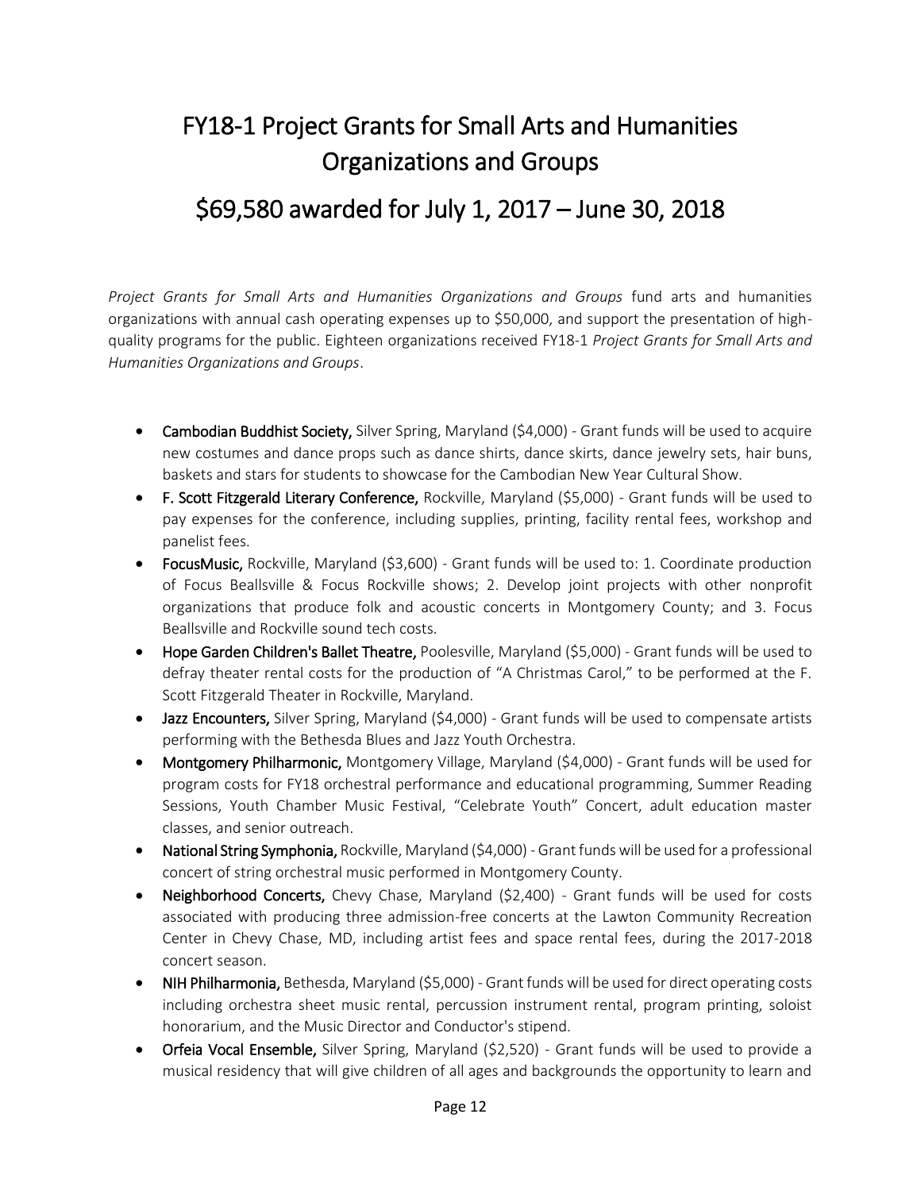# FY18-1 Project Grants for Small Arts and Humanities Organizations and Groups

## \$69,580 awarded for July 1, 2017 – June 30, 2018

*Project Grants for Small Arts and Humanities Organizations and Groups* fund arts and humanities organizations with annual cash operating expenses up to \$50,000, and support the presentation of high-quality programs for the public. Eighteen organizations received FY18-1 *Project Grants for Small Arts and Humanities Organizations and Groups*.

- **Cambodian Buddhist Society,** Silver Spring, Maryland (\$4,000) - Grant funds will be used to acquire new costumes and dance props such as dance shirts, dance skirts, dance jewelry sets, hair buns, baskets and stars for students to showcase for the Cambodian New Year Cultural Show.
- **F. Scott Fitzgerald Literary Conference,** Rockville, Maryland (\$5,000) - Grant funds will be used to pay expenses for the conference, including supplies, printing, facility rental fees, workshop and panelist fees.
- **FocusMusic,** Rockville, Maryland (\$3,600) - Grant funds will be used to: 1. Coordinate production of Focus Beallsville & Focus Rockville shows; 2. Develop joint projects with other nonprofit organizations that produce folk and acoustic concerts in Montgomery County; and 3. Focus Beallsville and Rockville sound tech costs.
- **Hope Garden Children's Ballet Theatre,** Poolesville, Maryland (\$5,000) - Grant funds will be used to defray theater rental costs for the production of "A Christmas Carol," to be performed at the F. Scott Fitzgerald Theater in Rockville, Maryland.
- **Jazz Encounters,** Silver Spring, Maryland (\$4,000) - Grant funds will be used to compensate artists performing with the Bethesda Blues and Jazz Youth Orchestra.
- **Montgomery Philharmonic,** Montgomery Village, Maryland (\$4,000) - Grant funds will be used for program costs for FY18 orchestral performance and educational programming, Summer Reading Sessions, Youth Chamber Music Festival, "Celebrate Youth" Concert, adult education master classes, and senior outreach.
- **National String Symphonia,** Rockville, Maryland (\$4,000) - Grant funds will be used for a professional concert of string orchestral music performed in Montgomery County.
- **Neighborhood Concerts,** Chevy Chase, Maryland (\$2,400) - Grant funds will be used for costs associated with producing three admission-free concerts at the Lawton Community Recreation Center in Chevy Chase, MD, including artist fees and space rental fees, during the 2017-2018 concert season.
- **NIH Philharmonia,** Bethesda, Maryland (\$5,000) - Grant funds will be used for direct operating costs including orchestra sheet music rental, percussion instrument rental, program printing, soloist honorarium, and the Music Director and Conductor's stipend.
- **Orfeia Vocal Ensemble,** Silver Spring, Maryland (\$2,520) - Grant funds will be used to provide a musical residency that will give children of all ages and backgrounds the opportunity to learn and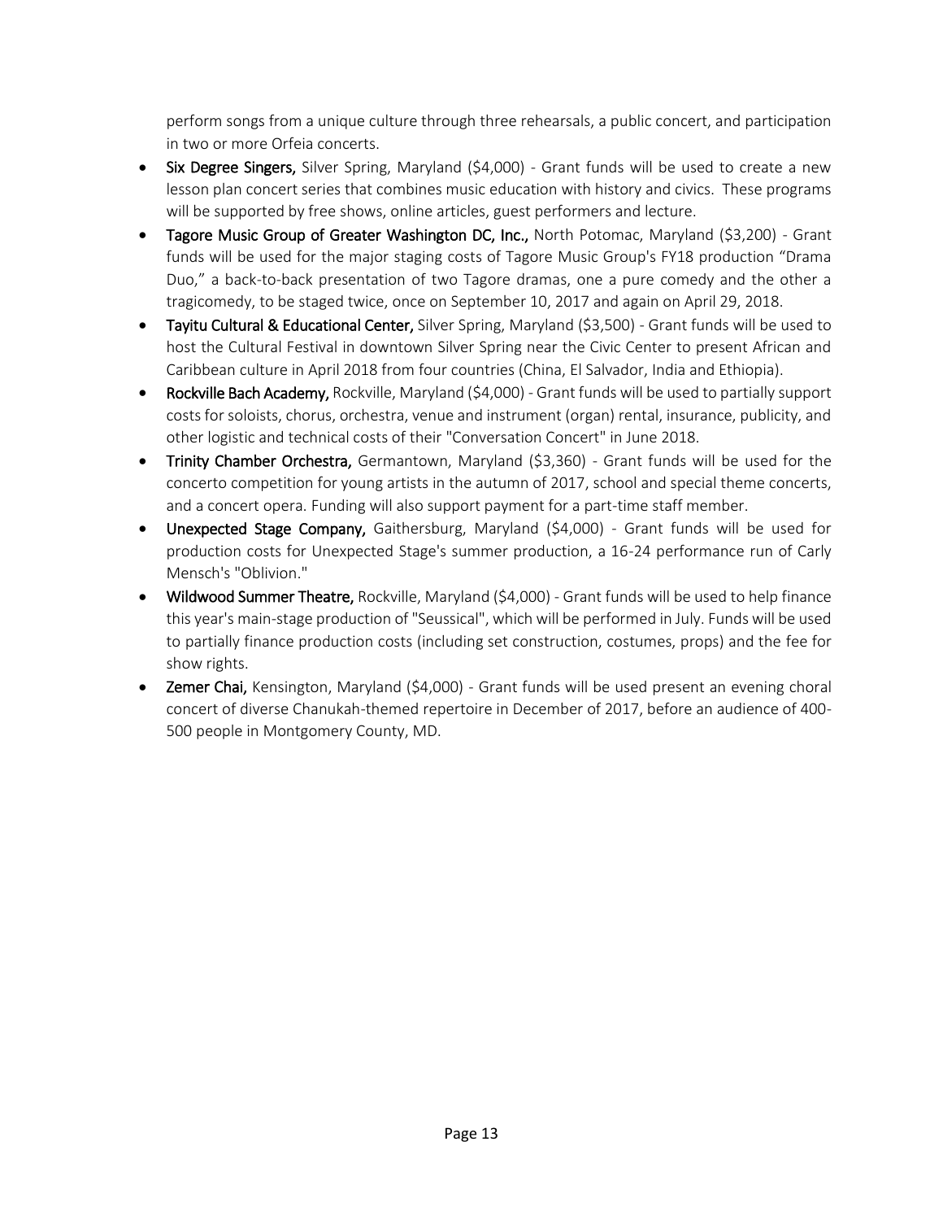perform songs from a unique culture through three rehearsals, a public concert, and participation in two or more Orfeia concerts.

- **Six Degree Singers,** Silver Spring, Maryland ($4,000) - Grant funds will be used to create a new lesson plan concert series that combines music education with history and civics. These programs will be supported by free shows, online articles, guest performers and lecture.
- **Tagore Music Group of Greater Washington DC, Inc.,** North Potomac, Maryland ($3,200) - Grant funds will be used for the major staging costs of Tagore Music Group's FY18 production "Drama Duo," a back-to-back presentation of two Tagore dramas, one a pure comedy and the other a tragicomedy, to be staged twice, once on September 10, 2017 and again on April 29, 2018.
- **Tayitu Cultural & Educational Center,** Silver Spring, Maryland ($3,500) - Grant funds will be used to host the Cultural Festival in downtown Silver Spring near the Civic Center to present African and Caribbean culture in April 2018 from four countries (China, El Salvador, India and Ethiopia).
- **Rockville Bach Academy,** Rockville, Maryland ($4,000) - Grant funds will be used to partially support costs for soloists, chorus, orchestra, venue and instrument (organ) rental, insurance, publicity, and other logistic and technical costs of their "Conversation Concert" in June 2018.
- **Trinity Chamber Orchestra,** Germantown, Maryland ($3,360) - Grant funds will be used for the concerto competition for young artists in the autumn of 2017, school and special theme concerts, and a concert opera. Funding will also support payment for a part-time staff member.
- **Unexpected Stage Company,** Gaithersburg, Maryland ($4,000) - Grant funds will be used for production costs for Unexpected Stage's summer production, a 16-24 performance run of Carly Mensch's "Oblivion."
- **Wildwood Summer Theatre,** Rockville, Maryland ($4,000) - Grant funds will be used to help finance this year's main-stage production of "Seussical", which will be performed in July. Funds will be used to partially finance production costs (including set construction, costumes, props) and the fee for show rights.
- **Zemer Chai,** Kensington, Maryland ($4,000) - Grant funds will be used present an evening choral concert of diverse Chanukah-themed repertoire in December of 2017, before an audience of 400-500 people in Montgomery County, MD.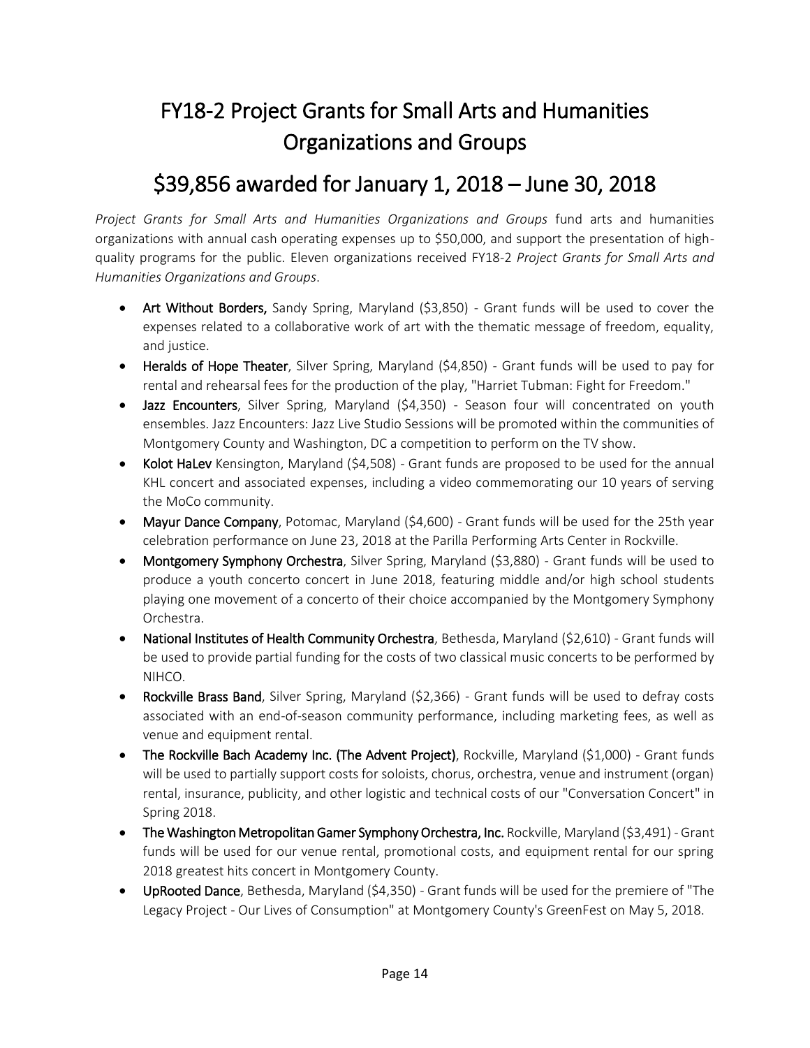# FY18-2 Project Grants for Small Arts and Humanities Organizations and Groups

## $39,856 awarded for January 1, 2018 – June 30, 2018

*Project Grants for Small Arts and Humanities Organizations and Groups* fund arts and humanities organizations with annual cash operating expenses up to $50,000, and support the presentation of high-quality programs for the public. Eleven organizations received FY18-2 *Project Grants for Small Arts and Humanities Organizations and Groups*.

- **Art Without Borders,** Sandy Spring, Maryland ($3,850) - Grant funds will be used to cover the expenses related to a collaborative work of art with the thematic message of freedom, equality, and justice.
- **Heralds of Hope Theater**, Silver Spring, Maryland ($4,850) - Grant funds will be used to pay for rental and rehearsal fees for the production of the play, "Harriet Tubman: Fight for Freedom."
- **Jazz Encounters**, Silver Spring, Maryland ($4,350) - Season four will concentrated on youth ensembles. Jazz Encounters: Jazz Live Studio Sessions will be promoted within the communities of Montgomery County and Washington, DC a competition to perform on the TV show.
- **Kolot HaLev** Kensington, Maryland ($4,508) - Grant funds are proposed to be used for the annual KHL concert and associated expenses, including a video commemorating our 10 years of serving the MoCo community.
- **Mayur Dance Company**, Potomac, Maryland ($4,600) - Grant funds will be used for the 25th year celebration performance on June 23, 2018 at the Parilla Performing Arts Center in Rockville.
- **Montgomery Symphony Orchestra**, Silver Spring, Maryland ($3,880) - Grant funds will be used to produce a youth concerto concert in June 2018, featuring middle and/or high school students playing one movement of a concerto of their choice accompanied by the Montgomery Symphony Orchestra.
- **National Institutes of Health Community Orchestra**, Bethesda, Maryland ($2,610) - Grant funds will be used to provide partial funding for the costs of two classical music concerts to be performed by NIHCO.
- **Rockville Brass Band**, Silver Spring, Maryland ($2,366) - Grant funds will be used to defray costs associated with an end-of-season community performance, including marketing fees, as well as venue and equipment rental.
- **The Rockville Bach Academy Inc. (The Advent Project)**, Rockville, Maryland ($1,000) - Grant funds will be used to partially support costs for soloists, chorus, orchestra, venue and instrument (organ) rental, insurance, publicity, and other logistic and technical costs of our "Conversation Concert" in Spring 2018.
- **The Washington Metropolitan Gamer Symphony Orchestra, Inc.** Rockville, Maryland ($3,491) - Grant funds will be used for our venue rental, promotional costs, and equipment rental for our spring 2018 greatest hits concert in Montgomery County.
- **UpRooted Dance**, Bethesda, Maryland ($4,350) - Grant funds will be used for the premiere of "The Legacy Project - Our Lives of Consumption" at Montgomery County's GreenFest on May 5, 2018.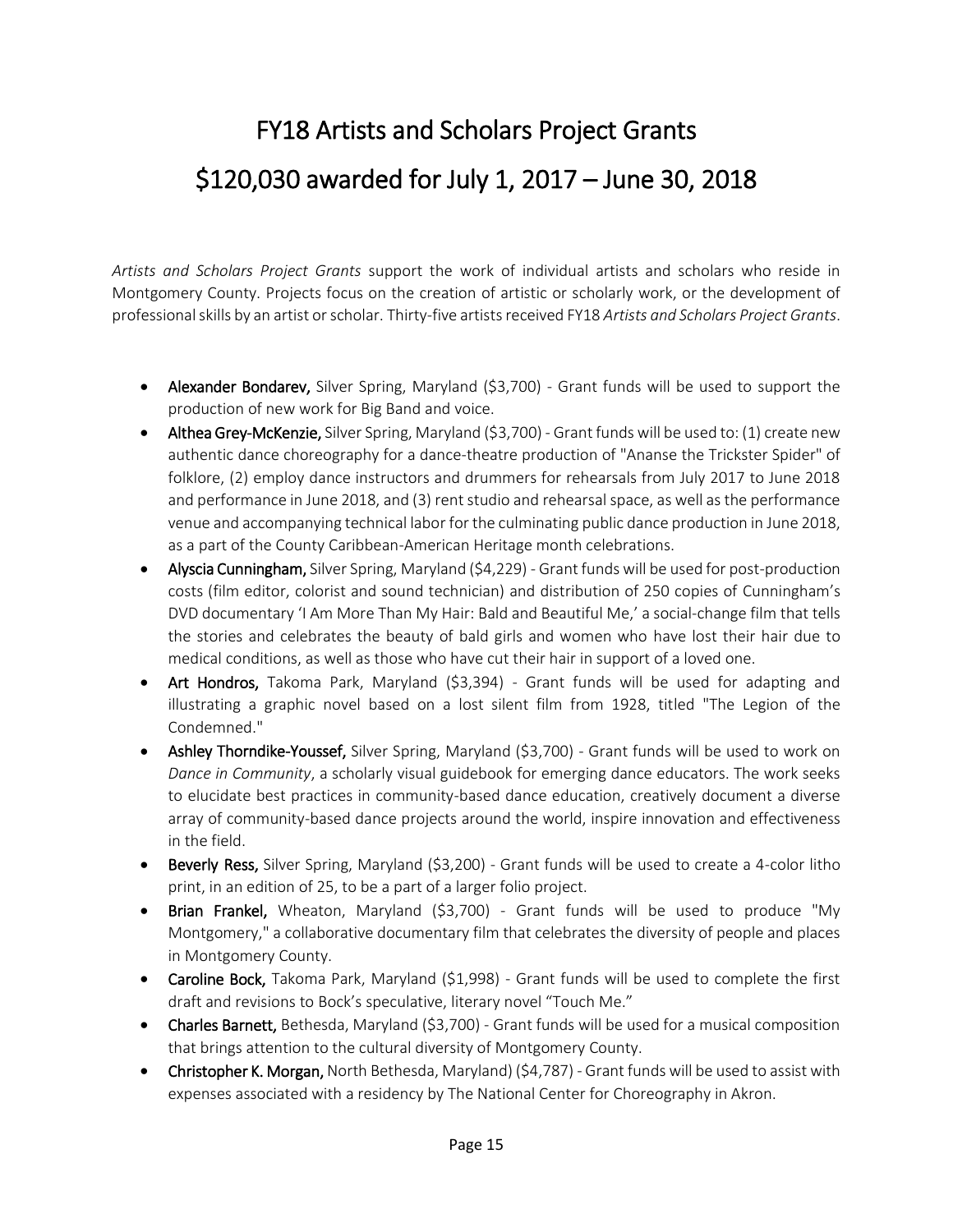# FY18 Artists and Scholars Project Grants

# $120,030 awarded for July 1, 2017 – June 30, 2018

*Artists and Scholars Project Grants* support the work of individual artists and scholars who reside in Montgomery County. Projects focus on the creation of artistic or scholarly work, or the development of professional skills by an artist or scholar. Thirty-five artists received FY18 *Artists and Scholars Project Grants*.

- **Alexander Bondarev,** Silver Spring, Maryland ($3,700) - Grant funds will be used to support the production of new work for Big Band and voice.
- **Althea Grey-McKenzie,** Silver Spring, Maryland ($3,700) - Grant funds will be used to: (1) create new authentic dance choreography for a dance-theatre production of "Ananse the Trickster Spider" of folklore, (2) employ dance instructors and drummers for rehearsals from July 2017 to June 2018 and performance in June 2018, and (3) rent studio and rehearsal space, as well as the performance venue and accompanying technical labor for the culminating public dance production in June 2018, as a part of the County Caribbean-American Heritage month celebrations.
- **Alyscia Cunningham,** Silver Spring, Maryland ($4,229) - Grant funds will be used for post-production costs (film editor, colorist and sound technician) and distribution of 250 copies of Cunningham's DVD documentary 'I Am More Than My Hair: Bald and Beautiful Me,' a social-change film that tells the stories and celebrates the beauty of bald girls and women who have lost their hair due to medical conditions, as well as those who have cut their hair in support of a loved one.
- **Art Hondros,** Takoma Park, Maryland ($3,394) - Grant funds will be used for adapting and illustrating a graphic novel based on a lost silent film from 1928, titled "The Legion of the Condemned."
- **Ashley Thorndike-Youssef,** Silver Spring, Maryland ($3,700) - Grant funds will be used to work on *Dance in Community*, a scholarly visual guidebook for emerging dance educators. The work seeks to elucidate best practices in community-based dance education, creatively document a diverse array of community-based dance projects around the world, inspire innovation and effectiveness in the field.
- **Beverly Ress,** Silver Spring, Maryland ($3,200) - Grant funds will be used to create a 4-color litho print, in an edition of 25, to be a part of a larger folio project.
- **Brian Frankel,** Wheaton, Maryland ($3,700) - Grant funds will be used to produce "My Montgomery," a collaborative documentary film that celebrates the diversity of people and places in Montgomery County.
- **Caroline Bock,** Takoma Park, Maryland ($1,998) - Grant funds will be used to complete the first draft and revisions to Bock's speculative, literary novel "Touch Me."
- **Charles Barnett,** Bethesda, Maryland ($3,700) - Grant funds will be used for a musical composition that brings attention to the cultural diversity of Montgomery County.
- **Christopher K. Morgan,** North Bethesda, Maryland) ($4,787) - Grant funds will be used to assist with expenses associated with a residency by The National Center for Choreography in Akron.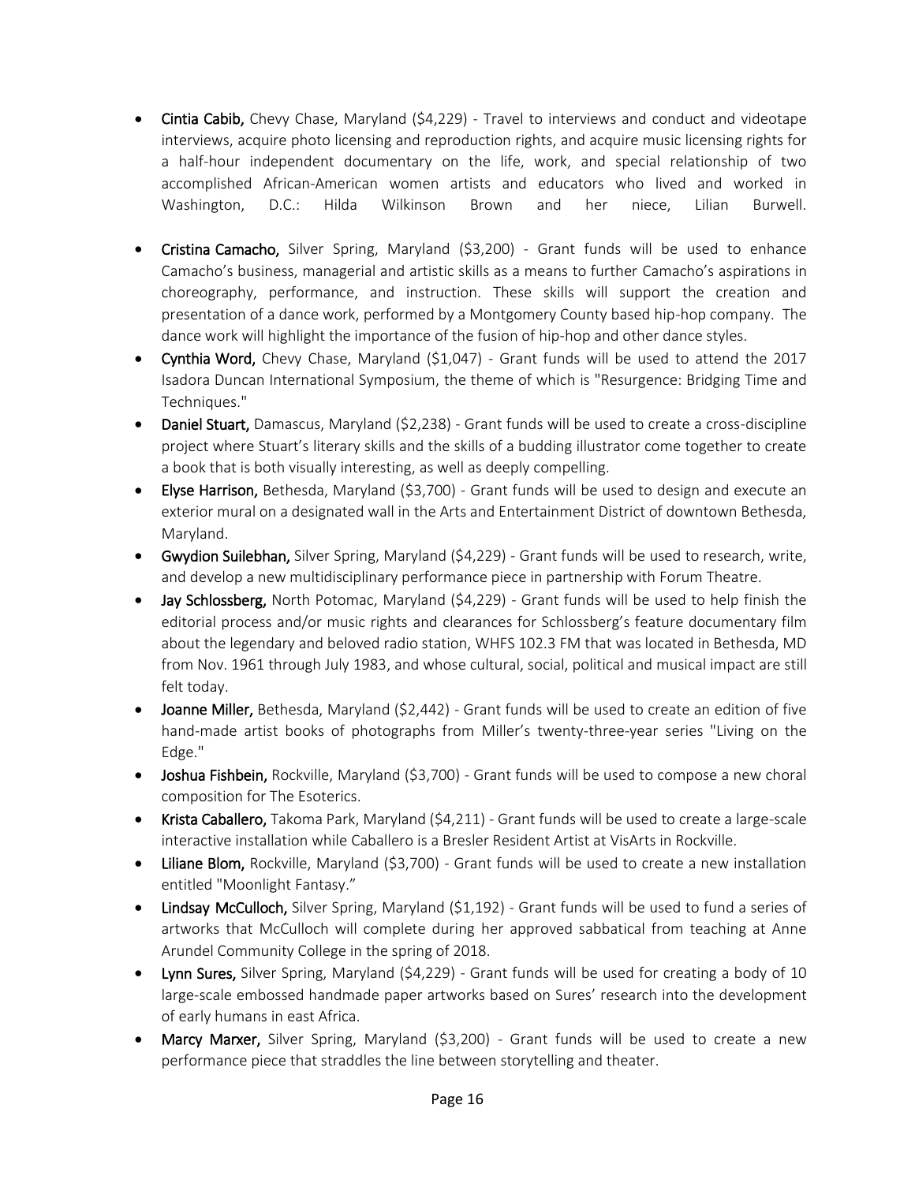- **Cintia Cabib,** Chevy Chase, Maryland ($4,229) - Travel to interviews and conduct and videotape interviews, acquire photo licensing and reproduction rights, and acquire music licensing rights for a half-hour independent documentary on the life, work, and special relationship of two accomplished African-American women artists and educators who lived and worked in Washington, D.C.: Hilda Wilkinson Brown and her niece, Lilian Burwell.
- **Cristina Camacho,** Silver Spring, Maryland ($3,200) - Grant funds will be used to enhance Camacho's business, managerial and artistic skills as a means to further Camacho's aspirations in choreography, performance, and instruction. These skills will support the creation and presentation of a dance work, performed by a Montgomery County based hip-hop company. The dance work will highlight the importance of the fusion of hip-hop and other dance styles.
- **Cynthia Word,** Chevy Chase, Maryland ($1,047) - Grant funds will be used to attend the 2017 Isadora Duncan International Symposium, the theme of which is "Resurgence: Bridging Time and Techniques."
- **Daniel Stuart,** Damascus, Maryland ($2,238) - Grant funds will be used to create a cross-discipline project where Stuart's literary skills and the skills of a budding illustrator come together to create a book that is both visually interesting, as well as deeply compelling.
- **Elyse Harrison,** Bethesda, Maryland ($3,700) - Grant funds will be used to design and execute an exterior mural on a designated wall in the Arts and Entertainment District of downtown Bethesda, Maryland.
- **Gwydion Suilebhan,** Silver Spring, Maryland ($4,229) - Grant funds will be used to research, write, and develop a new multidisciplinary performance piece in partnership with Forum Theatre.
- **Jay Schlossberg,** North Potomac, Maryland ($4,229) - Grant funds will be used to help finish the editorial process and/or music rights and clearances for Schlossberg's feature documentary film about the legendary and beloved radio station, WHFS 102.3 FM that was located in Bethesda, MD from Nov. 1961 through July 1983, and whose cultural, social, political and musical impact are still felt today.
- **Joanne Miller,** Bethesda, Maryland ($2,442) - Grant funds will be used to create an edition of five hand-made artist books of photographs from Miller's twenty-three-year series "Living on the Edge."
- **Joshua Fishbein,** Rockville, Maryland ($3,700) - Grant funds will be used to compose a new choral composition for The Esoterics.
- **Krista Caballero,** Takoma Park, Maryland ($4,211) - Grant funds will be used to create a large-scale interactive installation while Caballero is a Bresler Resident Artist at VisArts in Rockville.
- **Liliane Blom,** Rockville, Maryland ($3,700) - Grant funds will be used to create a new installation entitled "Moonlight Fantasy."
- **Lindsay McCulloch,** Silver Spring, Maryland ($1,192) - Grant funds will be used to fund a series of artworks that McCulloch will complete during her approved sabbatical from teaching at Anne Arundel Community College in the spring of 2018.
- **Lynn Sures,** Silver Spring, Maryland ($4,229) - Grant funds will be used for creating a body of 10 large-scale embossed handmade paper artworks based on Sures' research into the development of early humans in east Africa.
- **Marcy Marxer,** Silver Spring, Maryland ($3,200) - Grant funds will be used to create a new performance piece that straddles the line between storytelling and theater.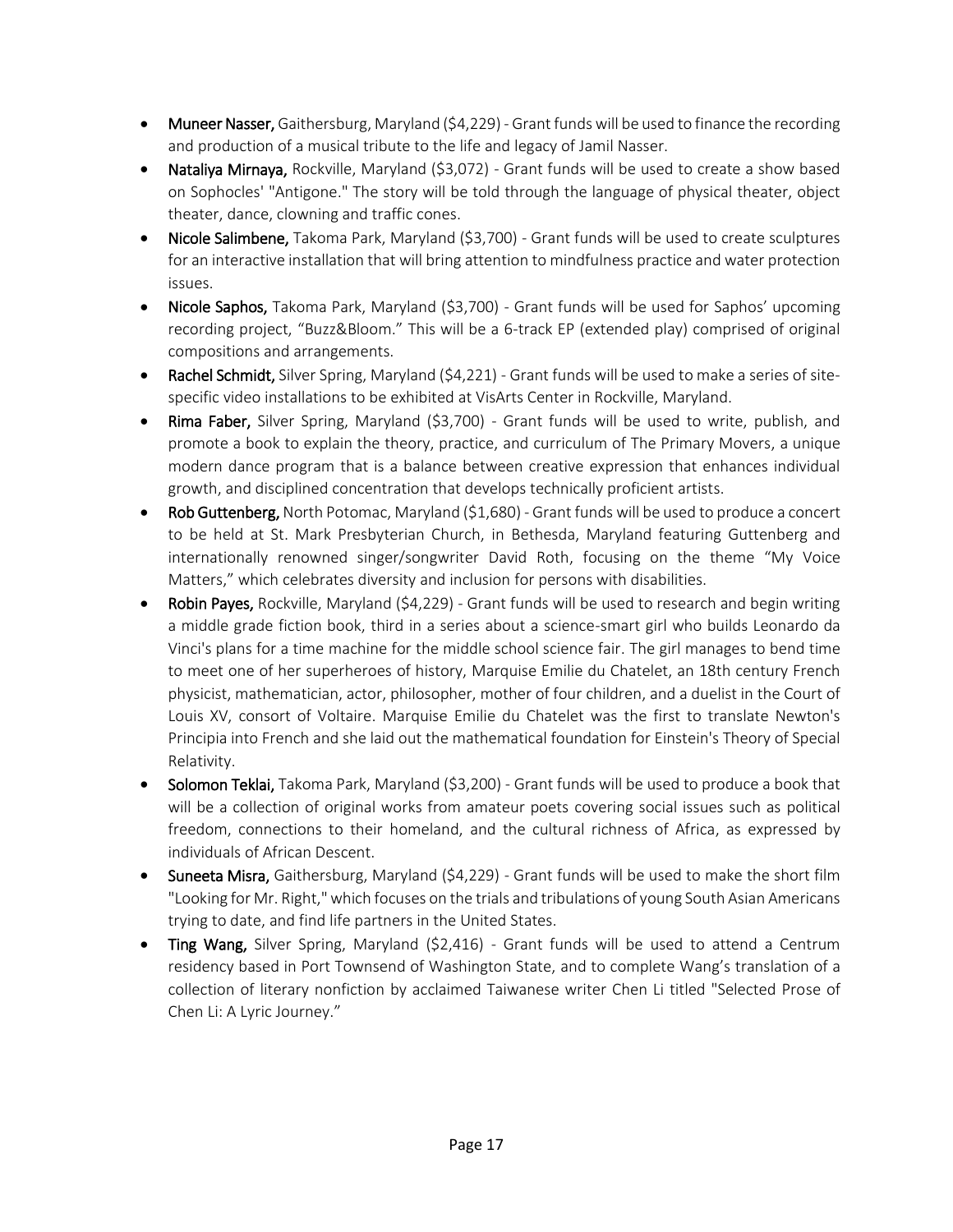- **Muneer Nasser,** Gaithersburg, Maryland ($4,229) - Grant funds will be used to finance the recording and production of a musical tribute to the life and legacy of Jamil Nasser.
- **Nataliya Mirnaya,** Rockville, Maryland ($3,072) - Grant funds will be used to create a show based on Sophocles' "Antigone." The story will be told through the language of physical theater, object theater, dance, clowning and traffic cones.
- **Nicole Salimbene,** Takoma Park, Maryland ($3,700) - Grant funds will be used to create sculptures for an interactive installation that will bring attention to mindfulness practice and water protection issues.
- **Nicole Saphos,** Takoma Park, Maryland ($3,700) - Grant funds will be used for Saphos' upcoming recording project, "Buzz&Bloom." This will be a 6-track EP (extended play) comprised of original compositions and arrangements.
- **Rachel Schmidt,** Silver Spring, Maryland ($4,221) - Grant funds will be used to make a series of site-specific video installations to be exhibited at VisArts Center in Rockville, Maryland.
- **Rima Faber,** Silver Spring, Maryland ($3,700) - Grant funds will be used to write, publish, and promote a book to explain the theory, practice, and curriculum of The Primary Movers, a unique modern dance program that is a balance between creative expression that enhances individual growth, and disciplined concentration that develops technically proficient artists.
- **Rob Guttenberg,** North Potomac, Maryland ($1,680) - Grant funds will be used to produce a concert to be held at St. Mark Presbyterian Church, in Bethesda, Maryland featuring Guttenberg and internationally renowned singer/songwriter David Roth, focusing on the theme "My Voice Matters," which celebrates diversity and inclusion for persons with disabilities.
- **Robin Payes,** Rockville, Maryland ($4,229) - Grant funds will be used to research and begin writing a middle grade fiction book, third in a series about a science-smart girl who builds Leonardo da Vinci's plans for a time machine for the middle school science fair. The girl manages to bend time to meet one of her superheroes of history, Marquise Emilie du Chatelet, an 18th century French physicist, mathematician, actor, philosopher, mother of four children, and a duelist in the Court of Louis XV, consort of Voltaire. Marquise Emilie du Chatelet was the first to translate Newton's Principia into French and she laid out the mathematical foundation for Einstein's Theory of Special Relativity.
- **Solomon Teklai,** Takoma Park, Maryland ($3,200) - Grant funds will be used to produce a book that will be a collection of original works from amateur poets covering social issues such as political freedom, connections to their homeland, and the cultural richness of Africa, as expressed by individuals of African Descent.
- **Suneeta Misra,** Gaithersburg, Maryland ($4,229) - Grant funds will be used to make the short film "Looking for Mr. Right," which focuses on the trials and tribulations of young South Asian Americans trying to date, and find life partners in the United States.
- **Ting Wang,** Silver Spring, Maryland ($2,416) - Grant funds will be used to attend a Centrum residency based in Port Townsend of Washington State, and to complete Wang's translation of a collection of literary nonfiction by acclaimed Taiwanese writer Chen Li titled "Selected Prose of Chen Li: A Lyric Journey."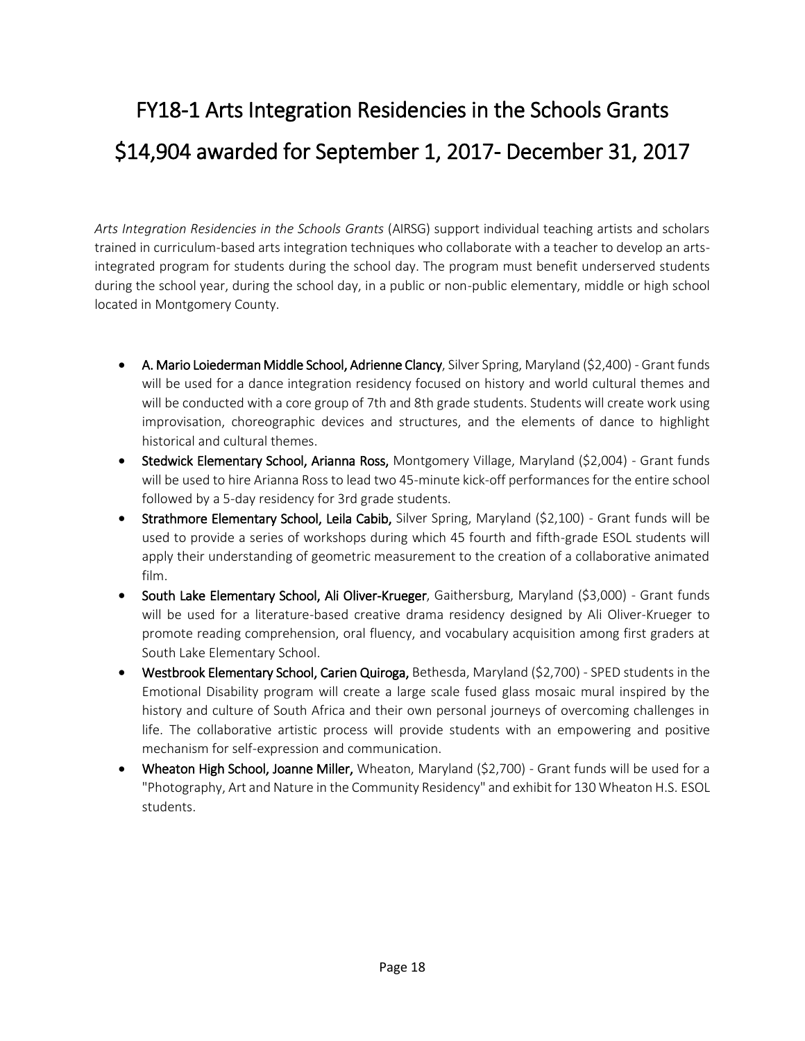# FY18-1 Arts Integration Residencies in the Schools Grants

# $14,904 awarded for September 1, 2017- December 31, 2017

*Arts Integration Residencies in the Schools Grants* (AIRSG) support individual teaching artists and scholars trained in curriculum-based arts integration techniques who collaborate with a teacher to develop an arts-integrated program for students during the school day. The program must benefit underserved students during the school year, during the school day, in a public or non-public elementary, middle or high school located in Montgomery County.

- **A. Mario Loiederman Middle School, Adrienne Clancy**, Silver Spring, Maryland ($2,400) - Grant funds will be used for a dance integration residency focused on history and world cultural themes and will be conducted with a core group of 7th and 8th grade students. Students will create work using improvisation, choreographic devices and structures, and the elements of dance to highlight historical and cultural themes.
- **Stedwick Elementary School, Arianna Ross,** Montgomery Village, Maryland ($2,004) - Grant funds will be used to hire Arianna Ross to lead two 45-minute kick-off performances for the entire school followed by a 5-day residency for 3rd grade students.
- **Strathmore Elementary School, Leila Cabib,** Silver Spring, Maryland ($2,100) - Grant funds will be used to provide a series of workshops during which 45 fourth and fifth-grade ESOL students will apply their understanding of geometric measurement to the creation of a collaborative animated film.
- **South Lake Elementary School, Ali Oliver-Krueger**, Gaithersburg, Maryland ($3,000) - Grant funds will be used for a literature-based creative drama residency designed by Ali Oliver-Krueger to promote reading comprehension, oral fluency, and vocabulary acquisition among first graders at South Lake Elementary School.
- **Westbrook Elementary School, Carien Quiroga,** Bethesda, Maryland ($2,700) - SPED students in the Emotional Disability program will create a large scale fused glass mosaic mural inspired by the history and culture of South Africa and their own personal journeys of overcoming challenges in life. The collaborative artistic process will provide students with an empowering and positive mechanism for self-expression and communication.
- **Wheaton High School, Joanne Miller,** Wheaton, Maryland ($2,700) - Grant funds will be used for a "Photography, Art and Nature in the Community Residency" and exhibit for 130 Wheaton H.S. ESOL students.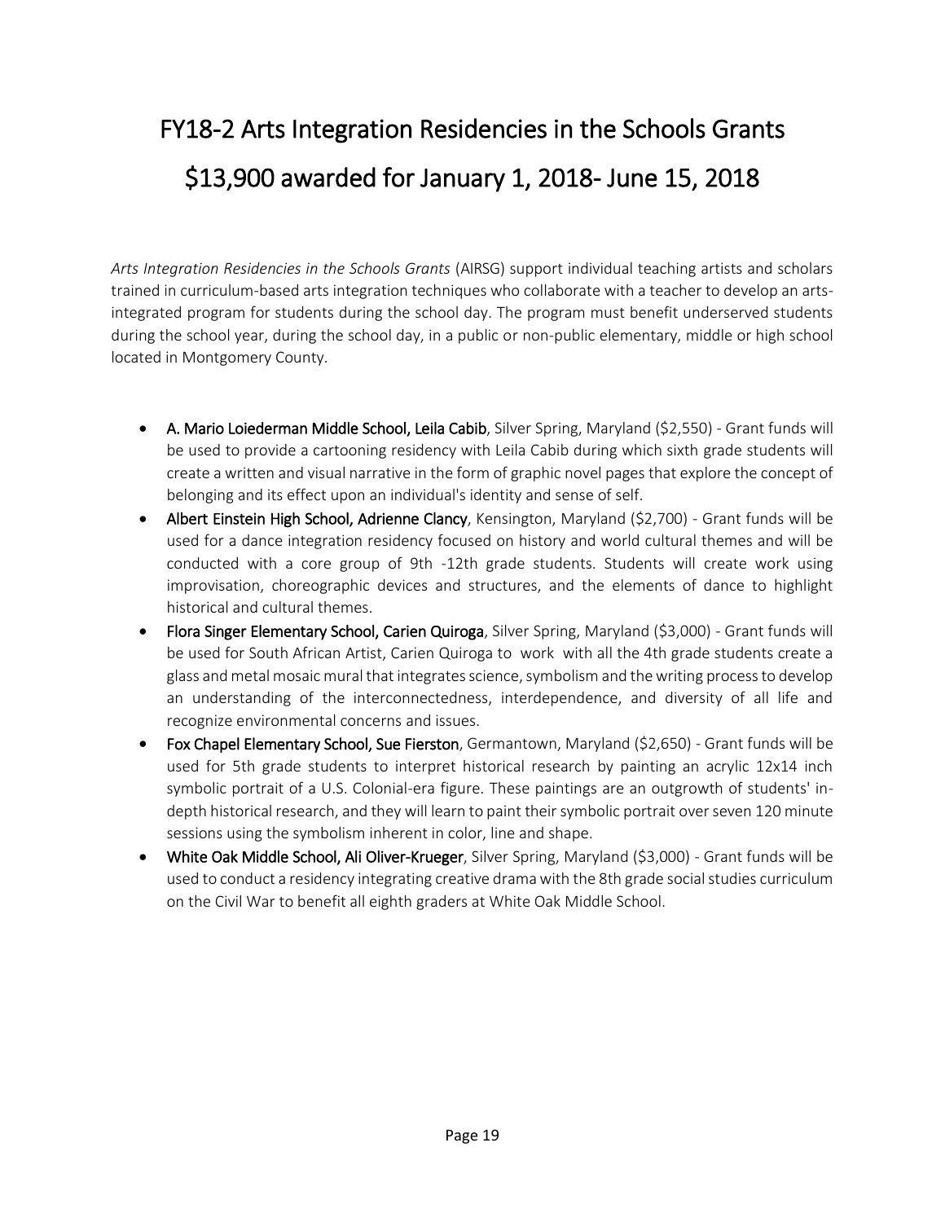# FY18-2 Arts Integration Residencies in the Schools Grants

# $13,900 awarded for January 1, 2018- June 15, 2018

*Arts Integration Residencies in the Schools Grants* (AIRSG) support individual teaching artists and scholars trained in curriculum-based arts integration techniques who collaborate with a teacher to develop an arts-integrated program for students during the school day. The program must benefit underserved students during the school year, during the school day, in a public or non-public elementary, middle or high school located in Montgomery County.

- **A. Mario Loiederman Middle School, Leila Cabib**, Silver Spring, Maryland ($2,550) - Grant funds will be used to provide a cartooning residency with Leila Cabib during which sixth grade students will create a written and visual narrative in the form of graphic novel pages that explore the concept of belonging and its effect upon an individual's identity and sense of self.
- **Albert Einstein High School, Adrienne Clancy**, Kensington, Maryland ($2,700) - Grant funds will be used for a dance integration residency focused on history and world cultural themes and will be conducted with a core group of 9th -12th grade students. Students will create work using improvisation, choreographic devices and structures, and the elements of dance to highlight historical and cultural themes.
- **Flora Singer Elementary School, Carien Quiroga**, Silver Spring, Maryland ($3,000) - Grant funds will be used for South African Artist, Carien Quiroga to work with all the 4th grade students create a glass and metal mosaic mural that integrates science, symbolism and the writing process to develop an understanding of the interconnectedness, interdependence, and diversity of all life and recognize environmental concerns and issues.
- **Fox Chapel Elementary School, Sue Fierston**, Germantown, Maryland ($2,650) - Grant funds will be used for 5th grade students to interpret historical research by painting an acrylic 12x14 inch symbolic portrait of a U.S. Colonial-era figure. These paintings are an outgrowth of students' in-depth historical research, and they will learn to paint their symbolic portrait over seven 120 minute sessions using the symbolism inherent in color, line and shape.
- **White Oak Middle School, Ali Oliver-Krueger**, Silver Spring, Maryland ($3,000) - Grant funds will be used to conduct a residency integrating creative drama with the 8th grade social studies curriculum on the Civil War to benefit all eighth graders at White Oak Middle School.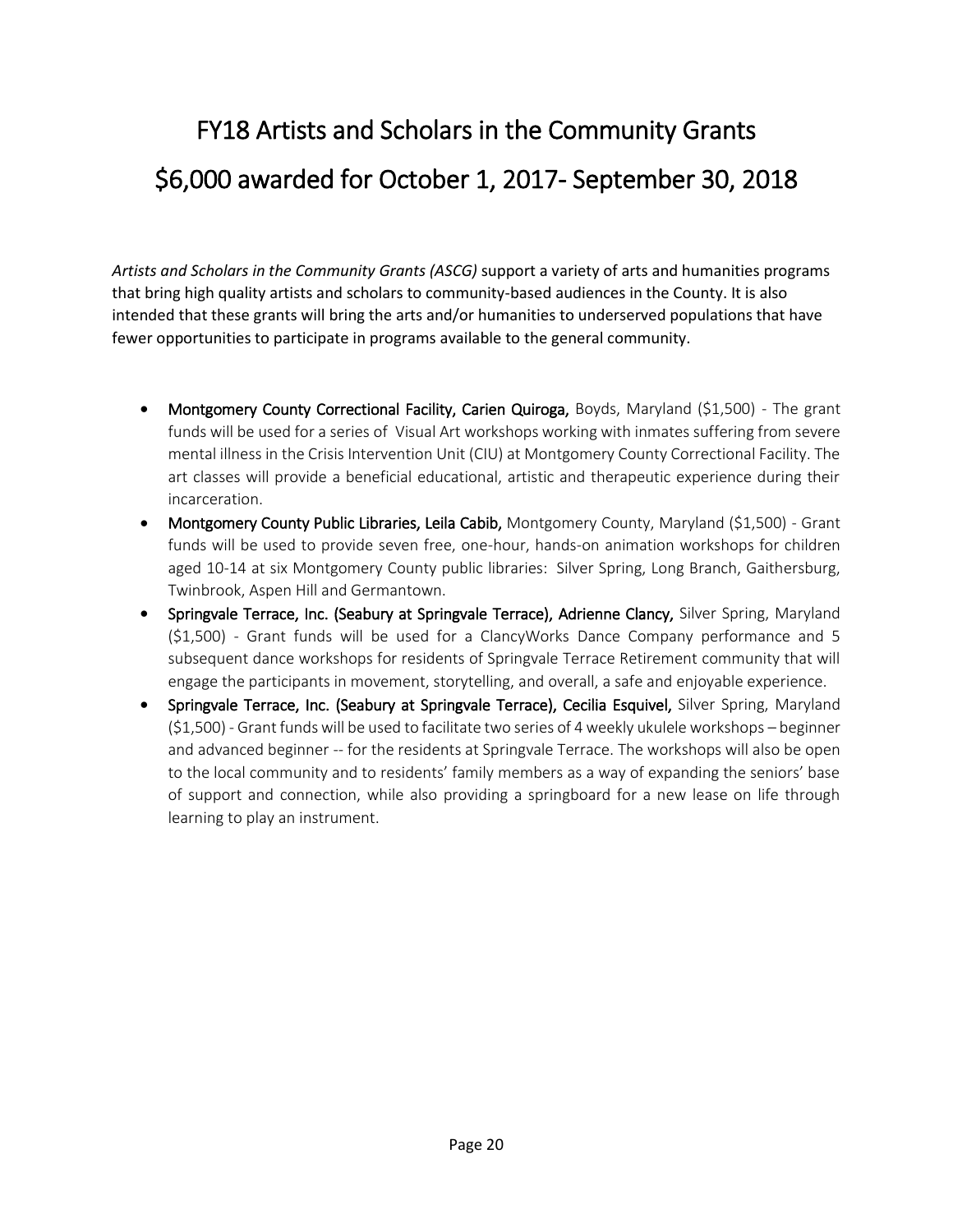# FY18 Artists and Scholars in the Community Grants

# $6,000 awarded for October 1, 2017- September 30, 2018

*Artists and Scholars in the Community Grants (ASCG)* support a variety of arts and humanities programs that bring high quality artists and scholars to community-based audiences in the County. It is also intended that these grants will bring the arts and/or humanities to underserved populations that have fewer opportunities to participate in programs available to the general community.

- **Montgomery County Correctional Facility, Carien Quiroga,** Boyds, Maryland ($1,500) - The grant funds will be used for a series of Visual Art workshops working with inmates suffering from severe mental illness in the Crisis Intervention Unit (CIU) at Montgomery County Correctional Facility. The art classes will provide a beneficial educational, artistic and therapeutic experience during their incarceration.
- **Montgomery County Public Libraries, Leila Cabib,** Montgomery County, Maryland ($1,500) - Grant funds will be used to provide seven free, one-hour, hands-on animation workshops for children aged 10-14 at six Montgomery County public libraries: Silver Spring, Long Branch, Gaithersburg, Twinbrook, Aspen Hill and Germantown.
- **Springvale Terrace, Inc. (Seabury at Springvale Terrace), Adrienne Clancy,** Silver Spring, Maryland ($1,500) - Grant funds will be used for a ClancyWorks Dance Company performance and 5 subsequent dance workshops for residents of Springvale Terrace Retirement community that will engage the participants in movement, storytelling, and overall, a safe and enjoyable experience.
- **Springvale Terrace, Inc. (Seabury at Springvale Terrace), Cecilia Esquivel,** Silver Spring, Maryland ($1,500) - Grant funds will be used to facilitate two series of 4 weekly ukulele workshops – beginner and advanced beginner -- for the residents at Springvale Terrace. The workshops will also be open to the local community and to residents' family members as a way of expanding the seniors' base of support and connection, while also providing a springboard for a new lease on life through learning to play an instrument.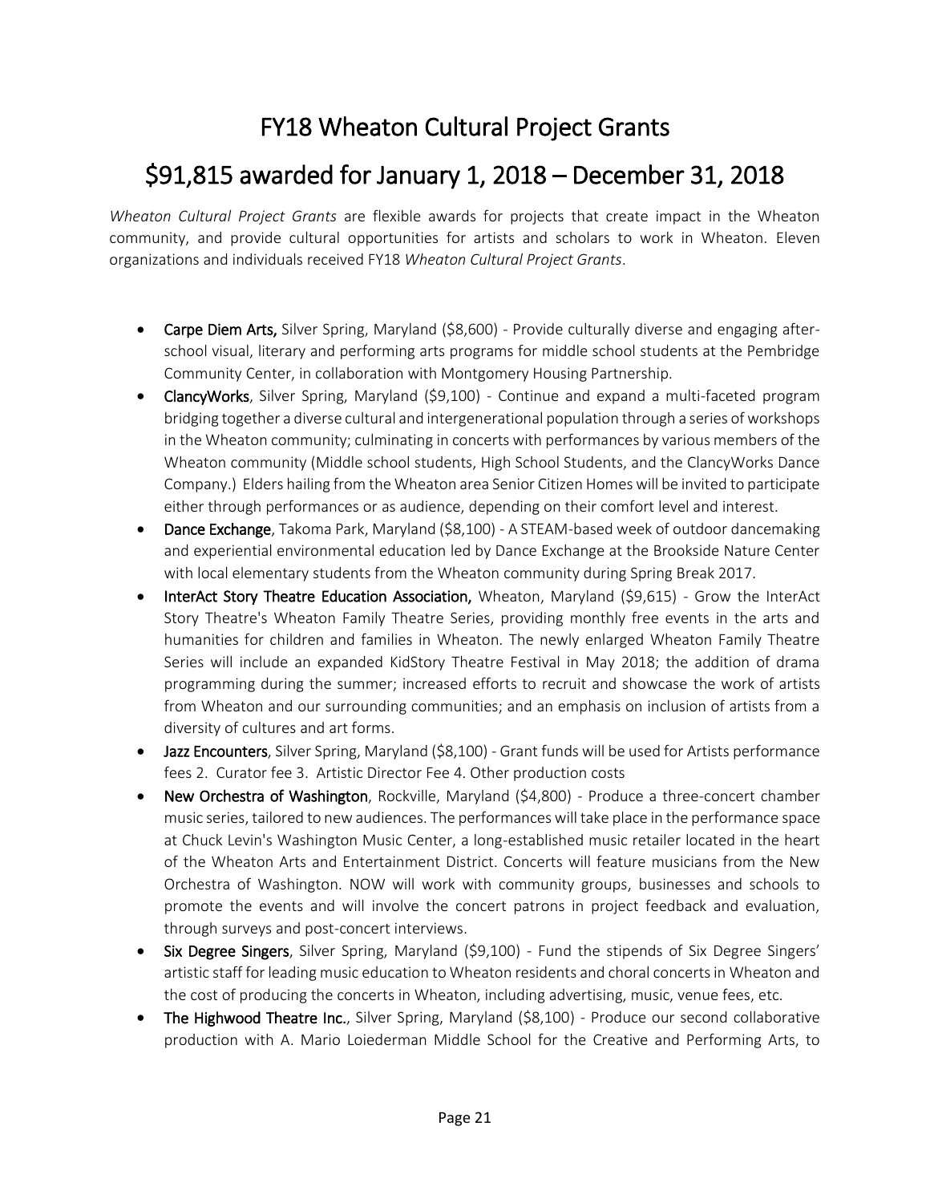# FY18 Wheaton Cultural Project Grants

# $91,815 awarded for January 1, 2018 – December 31, 2018

*Wheaton Cultural Project Grants* are flexible awards for projects that create impact in the Wheaton community, and provide cultural opportunities for artists and scholars to work in Wheaton. Eleven organizations and individuals received FY18 *Wheaton Cultural Project Grants*.

- **Carpe Diem Arts,** Silver Spring, Maryland ($8,600) - Provide culturally diverse and engaging after-school visual, literary and performing arts programs for middle school students at the Pembridge Community Center, in collaboration with Montgomery Housing Partnership.
- **ClancyWorks**, Silver Spring, Maryland ($9,100) - Continue and expand a multi-faceted program bridging together a diverse cultural and intergenerational population through a series of workshops in the Wheaton community; culminating in concerts with performances by various members of the Wheaton community (Middle school students, High School Students, and the ClancyWorks Dance Company.) Elders hailing from the Wheaton area Senior Citizen Homes will be invited to participate either through performances or as audience, depending on their comfort level and interest.
- **Dance Exchange**, Takoma Park, Maryland ($8,100) - A STEAM-based week of outdoor dancemaking and experiential environmental education led by Dance Exchange at the Brookside Nature Center with local elementary students from the Wheaton community during Spring Break 2017.
- **InterAct Story Theatre Education Association,** Wheaton, Maryland ($9,615) - Grow the InterAct Story Theatre's Wheaton Family Theatre Series, providing monthly free events in the arts and humanities for children and families in Wheaton. The newly enlarged Wheaton Family Theatre Series will include an expanded KidStory Theatre Festival in May 2018; the addition of drama programming during the summer; increased efforts to recruit and showcase the work of artists from Wheaton and our surrounding communities; and an emphasis on inclusion of artists from a diversity of cultures and art forms.
- **Jazz Encounters**, Silver Spring, Maryland ($8,100) - Grant funds will be used for Artists performance fees 2. Curator fee 3. Artistic Director Fee 4. Other production costs
- **New Orchestra of Washington**, Rockville, Maryland ($4,800) - Produce a three-concert chamber music series, tailored to new audiences. The performances will take place in the performance space at Chuck Levin's Washington Music Center, a long-established music retailer located in the heart of the Wheaton Arts and Entertainment District. Concerts will feature musicians from the New Orchestra of Washington. NOW will work with community groups, businesses and schools to promote the events and will involve the concert patrons in project feedback and evaluation, through surveys and post-concert interviews.
- **Six Degree Singers**, Silver Spring, Maryland ($9,100) - Fund the stipends of Six Degree Singers' artistic staff for leading music education to Wheaton residents and choral concerts in Wheaton and the cost of producing the concerts in Wheaton, including advertising, music, venue fees, etc.
- **The Highwood Theatre Inc.**, Silver Spring, Maryland ($8,100) - Produce our second collaborative production with A. Mario Loiederman Middle School for the Creative and Performing Arts, to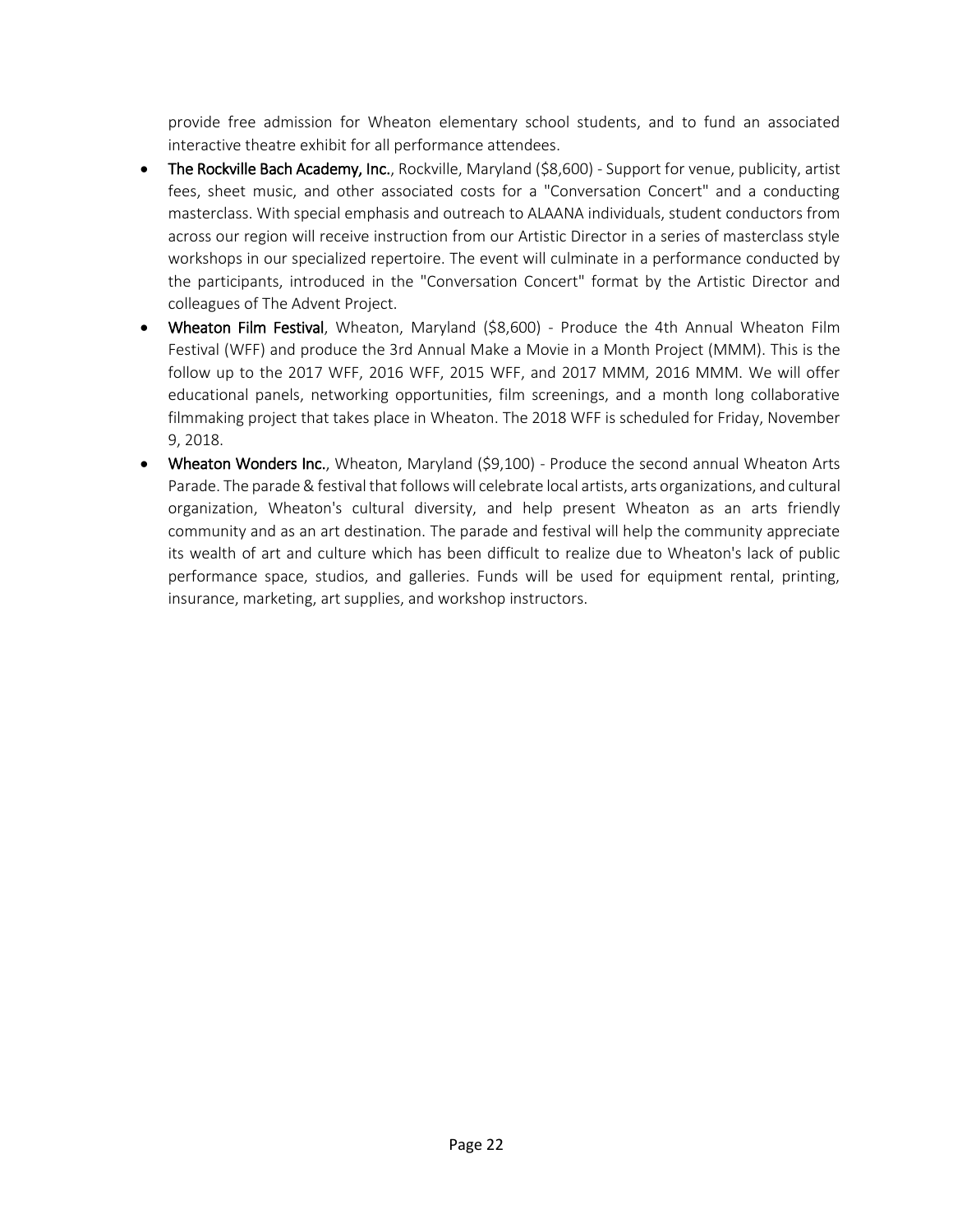provide free admission for Wheaton elementary school students, and to fund an associated interactive theatre exhibit for all performance attendees.

- **The Rockville Bach Academy, Inc.**, Rockville, Maryland ($8,600) - Support for venue, publicity, artist fees, sheet music, and other associated costs for a "Conversation Concert" and a conducting masterclass. With special emphasis and outreach to ALAANA individuals, student conductors from across our region will receive instruction from our Artistic Director in a series of masterclass style workshops in our specialized repertoire. The event will culminate in a performance conducted by the participants, introduced in the "Conversation Concert" format by the Artistic Director and colleagues of The Advent Project.
- **Wheaton Film Festival**, Wheaton, Maryland ($8,600) - Produce the 4th Annual Wheaton Film Festival (WFF) and produce the 3rd Annual Make a Movie in a Month Project (MMM). This is the follow up to the 2017 WFF, 2016 WFF, 2015 WFF, and 2017 MMM, 2016 MMM. We will offer educational panels, networking opportunities, film screenings, and a month long collaborative filmmaking project that takes place in Wheaton. The 2018 WFF is scheduled for Friday, November 9, 2018.
- **Wheaton Wonders Inc.**, Wheaton, Maryland ($9,100) - Produce the second annual Wheaton Arts Parade. The parade & festival that follows will celebrate local artists, arts organizations, and cultural organization, Wheaton's cultural diversity, and help present Wheaton as an arts friendly community and as an art destination. The parade and festival will help the community appreciate its wealth of art and culture which has been difficult to realize due to Wheaton's lack of public performance space, studios, and galleries. Funds will be used for equipment rental, printing, insurance, marketing, art supplies, and workshop instructors.